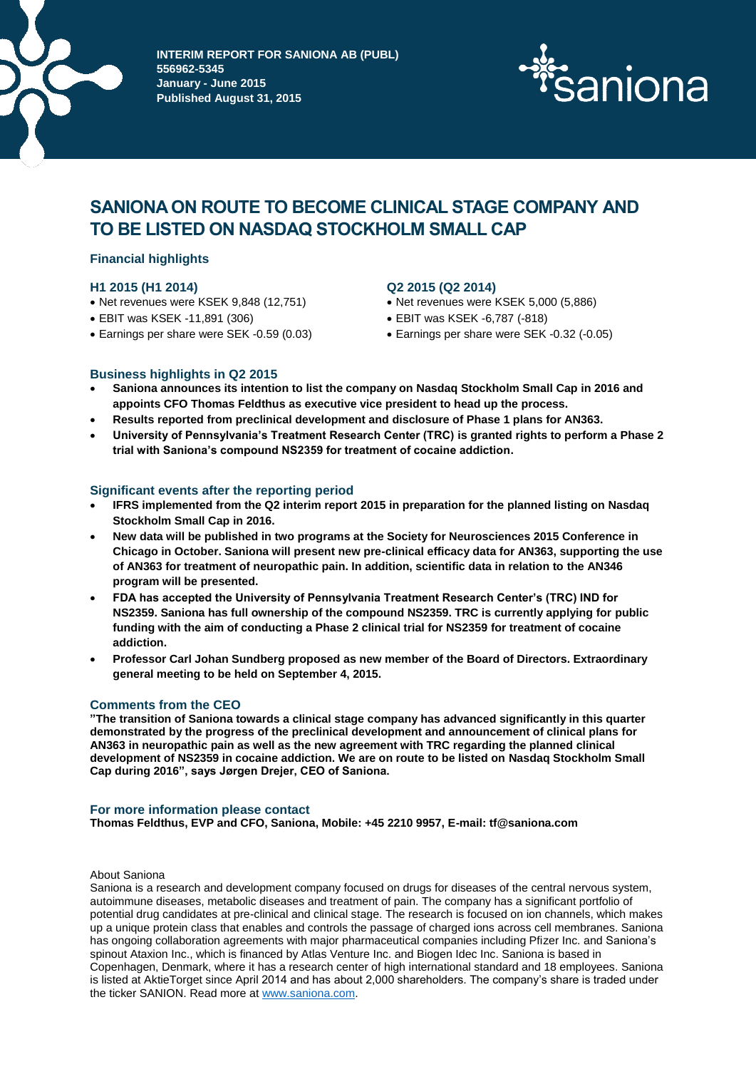**INTERIM REPORT FOR SANIONA AB (PUBL)**
**556962-5345**
**January - June 2015**
**Published August 31, 2015**

saniona

# SANIONA ON ROUTE TO BECOME CLINICAL STAGE COMPANY AND TO BE LISTED ON NASDAQ STOCKHOLM SMALL CAP

## Financial highlights

### H1 2015 (H1 2014)

- Net revenues were KSEK 9,848 (12,751)
- EBIT was KSEK -11,891 (306)
- Earnings per share were SEK -0.59 (0.03)

### Q2 2015 (Q2 2014)

- Net revenues were KSEK 5,000 (5,886)
- EBIT was KSEK -6,787 (-818)
- Earnings per share were SEK -0.32 (-0.05)

## Business highlights in Q2 2015

- **Saniona announces its intention to list the company on Nasdaq Stockholm Small Cap in 2016 and appoints CFO Thomas Feldthus as executive vice president to head up the process.**
- **Results reported from preclinical development and disclosure of Phase 1 plans for AN363.**
- **University of Pennsylvania's Treatment Research Center (TRC) is granted rights to perform a Phase 2 trial with Saniona's compound NS2359 for treatment of cocaine addiction.**

## Significant events after the reporting period

- **IFRS implemented from the Q2 interim report 2015 in preparation for the planned listing on Nasdaq Stockholm Small Cap in 2016.**
- **New data will be published in two programs at the Society for Neurosciences 2015 Conference in Chicago in October. Saniona will present new pre-clinical efficacy data for AN363, supporting the use of AN363 for treatment of neuropathic pain. In addition, scientific data in relation to the AN346 program will be presented.**
- **FDA has accepted the University of Pennsylvania Treatment Research Center's (TRC) IND for NS2359. Saniona has full ownership of the compound NS2359. TRC is currently applying for public funding with the aim of conducting a Phase 2 clinical trial for NS2359 for treatment of cocaine addiction.**
- **Professor Carl Johan Sundberg proposed as new member of the Board of Directors. Extraordinary general meeting to be held on September 4, 2015.**

## Comments from the CEO

**"The transition of Saniona towards a clinical stage company has advanced significantly in this quarter demonstrated by the progress of the preclinical development and announcement of clinical plans for AN363 in neuropathic pain as well as the new agreement with TRC regarding the planned clinical development of NS2359 in cocaine addiction. We are on route to be listed on Nasdaq Stockholm Small Cap during 2016", says Jørgen Drejer, CEO of Saniona.**

## For more information please contact

**Thomas Feldthus, EVP and CFO, Saniona, Mobile: +45 2210 9957, E-mail: tf@saniona.com**

About Saniona

Saniona is a research and development company focused on drugs for diseases of the central nervous system, autoimmune diseases, metabolic diseases and treatment of pain. The company has a significant portfolio of potential drug candidates at pre-clinical and clinical stage. The research is focused on ion channels, which makes up a unique protein class that enables and controls the passage of charged ions across cell membranes. Saniona has ongoing collaboration agreements with major pharmaceutical companies including Pfizer Inc. and Saniona's spinout Ataxion Inc., which is financed by Atlas Venture Inc. and Biogen Idec Inc. Saniona is based in Copenhagen, Denmark, where it has a research center of high international standard and 18 employees. Saniona is listed at AktieTorget since April 2014 and has about 2,000 shareholders. The company's share is traded under the ticker SANION. Read more at www.saniona.com.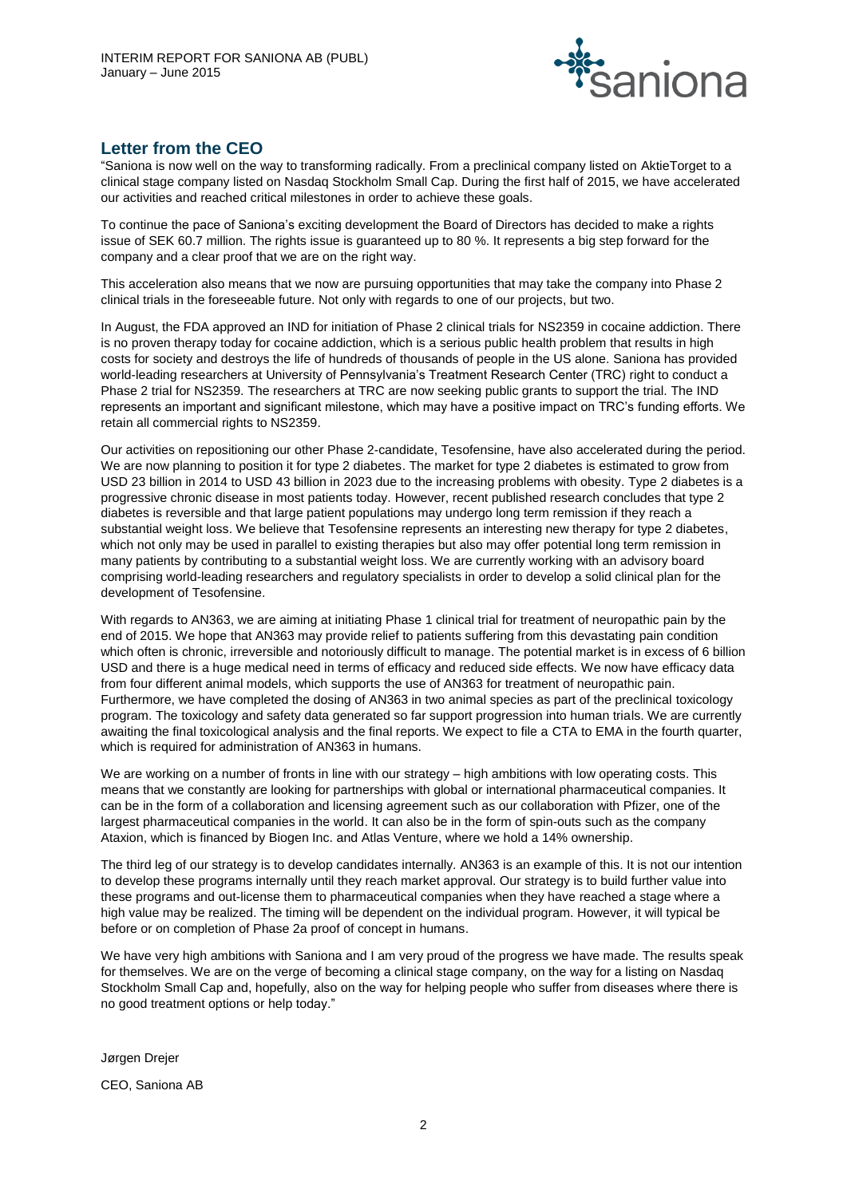## Letter from the CEO

"Saniona is now well on the way to transforming radically. From a preclinical company listed on AktieTorget to a clinical stage company listed on Nasdaq Stockholm Small Cap. During the first half of 2015, we have accelerated our activities and reached critical milestones in order to achieve these goals.

To continue the pace of Saniona's exciting development the Board of Directors has decided to make a rights issue of SEK 60.7 million. The rights issue is guaranteed up to 80 %. It represents a big step forward for the company and a clear proof that we are on the right way.

This acceleration also means that we now are pursuing opportunities that may take the company into Phase 2 clinical trials in the foreseeable future. Not only with regards to one of our projects, but two.

In August, the FDA approved an IND for initiation of Phase 2 clinical trials for NS2359 in cocaine addiction. There is no proven therapy today for cocaine addiction, which is a serious public health problem that results in high costs for society and destroys the life of hundreds of thousands of people in the US alone. Saniona has provided world-leading researchers at University of Pennsylvania's Treatment Research Center (TRC) right to conduct a Phase 2 trial for NS2359. The researchers at TRC are now seeking public grants to support the trial. The IND represents an important and significant milestone, which may have a positive impact on TRC's funding efforts. We retain all commercial rights to NS2359.

Our activities on repositioning our other Phase 2-candidate, Tesofensine, have also accelerated during the period. We are now planning to position it for type 2 diabetes. The market for type 2 diabetes is estimated to grow from USD 23 billion in 2014 to USD 43 billion in 2023 due to the increasing problems with obesity. Type 2 diabetes is a progressive chronic disease in most patients today. However, recent published research concludes that type 2 diabetes is reversible and that large patient populations may undergo long term remission if they reach a substantial weight loss. We believe that Tesofensine represents an interesting new therapy for type 2 diabetes, which not only may be used in parallel to existing therapies but also may offer potential long term remission in many patients by contributing to a substantial weight loss. We are currently working with an advisory board comprising world-leading researchers and regulatory specialists in order to develop a solid clinical plan for the development of Tesofensine.

With regards to AN363, we are aiming at initiating Phase 1 clinical trial for treatment of neuropathic pain by the end of 2015. We hope that AN363 may provide relief to patients suffering from this devastating pain condition which often is chronic, irreversible and notoriously difficult to manage. The potential market is in excess of 6 billion USD and there is a huge medical need in terms of efficacy and reduced side effects. We now have efficacy data from four different animal models, which supports the use of AN363 for treatment of neuropathic pain. Furthermore, we have completed the dosing of AN363 in two animal species as part of the preclinical toxicology program. The toxicology and safety data generated so far support progression into human trials. We are currently awaiting the final toxicological analysis and the final reports. We expect to file a CTA to EMA in the fourth quarter, which is required for administration of AN363 in humans.

We are working on a number of fronts in line with our strategy – high ambitions with low operating costs. This means that we constantly are looking for partnerships with global or international pharmaceutical companies. It can be in the form of a collaboration and licensing agreement such as our collaboration with Pfizer, one of the largest pharmaceutical companies in the world. It can also be in the form of spin-outs such as the company Ataxion, which is financed by Biogen Inc. and Atlas Venture, where we hold a 14% ownership.

The third leg of our strategy is to develop candidates internally. AN363 is an example of this. It is not our intention to develop these programs internally until they reach market approval. Our strategy is to build further value into these programs and out-license them to pharmaceutical companies when they have reached a stage where a high value may be realized. The timing will be dependent on the individual program. However, it will typical be before or on completion of Phase 2a proof of concept in humans.

We have very high ambitions with Saniona and I am very proud of the progress we have made. The results speak for themselves. We are on the verge of becoming a clinical stage company, on the way for a listing on Nasdaq Stockholm Small Cap and, hopefully, also on the way for helping people who suffer from diseases where there is no good treatment options or help today."

Jørgen Drejer

CEO, Saniona AB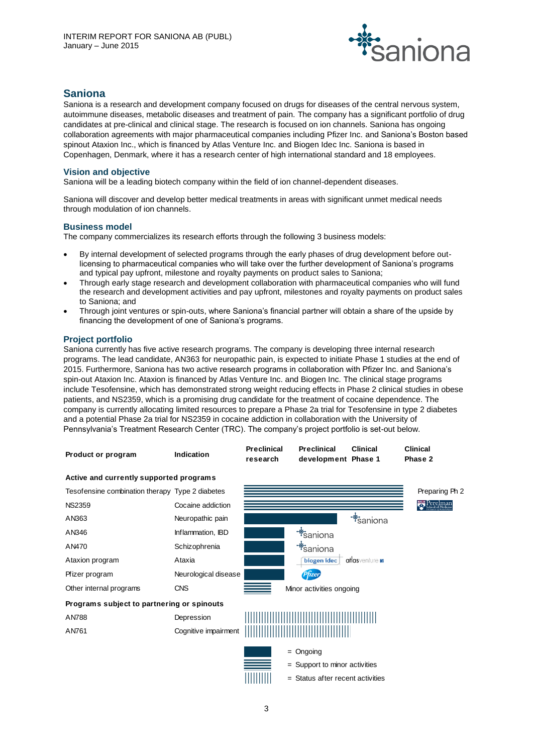## Saniona

Saniona is a research and development company focused on drugs for diseases of the central nervous system, autoimmune diseases, metabolic diseases and treatment of pain. The company has a significant portfolio of drug candidates at pre-clinical and clinical stage. The research is focused on ion channels. Saniona has ongoing collaboration agreements with major pharmaceutical companies including Pfizer Inc. and Saniona's Boston based spinout Ataxion Inc., which is financed by Atlas Venture Inc. and Biogen Idec Inc. Saniona is based in Copenhagen, Denmark, where it has a research center of high international standard and 18 employees.

### Vision and objective

Saniona will be a leading biotech company within the field of ion channel-dependent diseases.

Saniona will discover and develop better medical treatments in areas with significant unmet medical needs through modulation of ion channels.

### Business model

The company commercializes its research efforts through the following 3 business models:

- By internal development of selected programs through the early phases of drug development before out-licensing to pharmaceutical companies who will take over the further development of Saniona's programs and typical pay upfront, milestone and royalty payments on product sales to Saniona;
- Through early stage research and development collaboration with pharmaceutical companies who will fund the research and development activities and pay upfront, milestones and royalty payments on product sales to Saniona; and
- Through joint ventures or spin-outs, where Saniona's financial partner will obtain a share of the upside by financing the development of one of Saniona's programs.

### Project portfolio

Saniona currently has five active research programs. The company is developing three internal research programs. The lead candidate, AN363 for neuropathic pain, is expected to initiate Phase 1 studies at the end of 2015. Furthermore, Saniona has two active research programs in collaboration with Pfizer Inc. and Saniona's spin-out Ataxion Inc. Ataxion is financed by Atlas Venture Inc. and Biogen Inc. The clinical stage programs include Tesofensine, which has demonstrated strong weight reducing effects in Phase 2 clinical studies in obese patients, and NS2359, which is a promising drug candidate for the treatment of cocaine dependence. The company is currently allocating limited resources to prepare a Phase 2a trial for Tesofensine in type 2 diabetes and a potential Phase 2a trial for NS2359 in cocaine addiction in collaboration with the University of Pennsylvania's Treatment Research Center (TRC). The company's project portfolio is set-out below.

| Product or program | Indication | Preclinical research | Preclinical development | Clinical Phase 1 | Clinical Phase 2 |
|---|---|---|---|---|---|
| **Active and currently supported programs** | | | | | |
| Tesofensine combination therapy | Type 2 diabetes | Support to minor activities | Support to minor activities | Support to minor activities | Preparing Ph 2 |
| NS2359 | Cocaine addiction | Support to minor activities | Support to minor activities | Support to minor activities | Perelman School of Medicine |
| AN363 | Neuropathic pain | Ongoing | Ongoing | saniona | |
| AN346 | Inflammation, IBD | Ongoing | saniona | | |
| AN470 | Schizophrenia | Ongoing | saniona | | |
| Ataxion program | Ataxia | Ongoing | biogen idec, atlas venture | | |
| Pfizer program | Neurological disease | Ongoing | Pfizer | | |
| Other internal programs | CNS | Support to minor activities | Minor activities ongoing | | |
| **Programs subject to partnering or spinouts** | | | | | |
| AN788 | Depression | Status after recent activities | Status after recent activities | Status after recent activities | |
| AN761 | Cognitive impairment | Status after recent activities | Status after recent activities | | |

Legend:
- Solid bar = Ongoing
- Horizontal striped bar = Support to minor activities
- Vertical striped bar = Status after recent activities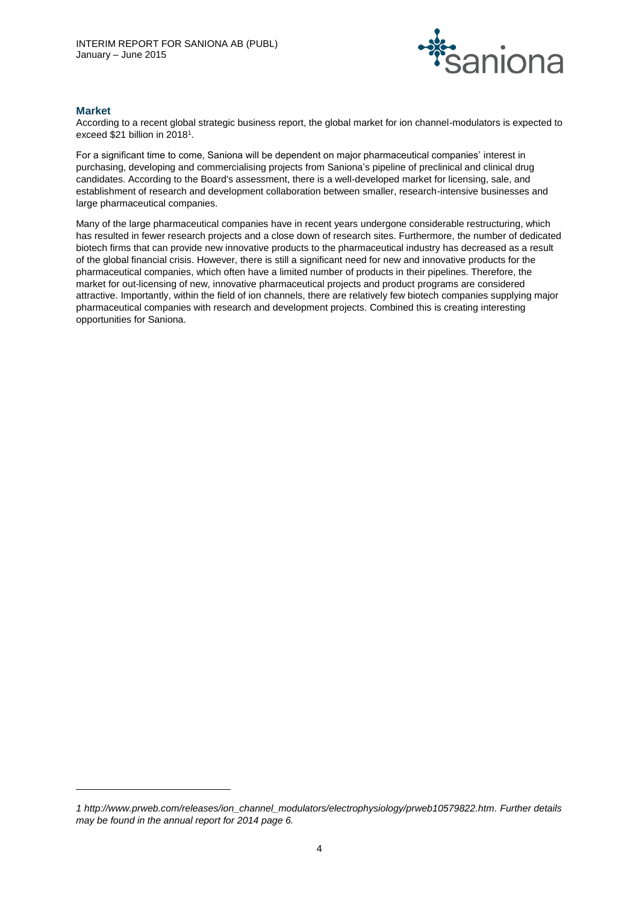## Market

According to a recent global strategic business report, the global market for ion channel-modulators is expected to exceed $21 billion in 2018[1].

For a significant time to come, Saniona will be dependent on major pharmaceutical companies' interest in purchasing, developing and commercialising projects from Saniona's pipeline of preclinical and clinical drug candidates. According to the Board's assessment, there is a well-developed market for licensing, sale, and establishment of research and development collaboration between smaller, research-intensive businesses and large pharmaceutical companies.

Many of the large pharmaceutical companies have in recent years undergone considerable restructuring, which has resulted in fewer research projects and a close down of research sites. Furthermore, the number of dedicated biotech firms that can provide new innovative products to the pharmaceutical industry has decreased as a result of the global financial crisis. However, there is still a significant need for new and innovative products for the pharmaceutical companies, which often have a limited number of products in their pipelines. Therefore, the market for out-licensing of new, innovative pharmaceutical projects and product programs are considered attractive. Importantly, within the field of ion channels, there are relatively few biotech companies supplying major pharmaceutical companies with research and development projects. Combined this is creating interesting opportunities for Saniona.

---

*1 http://www.prweb.com/releases/ion_channel_modulators/electrophysiology/prweb10579822.htm. Further details may be found in the annual report for 2014 page 6.*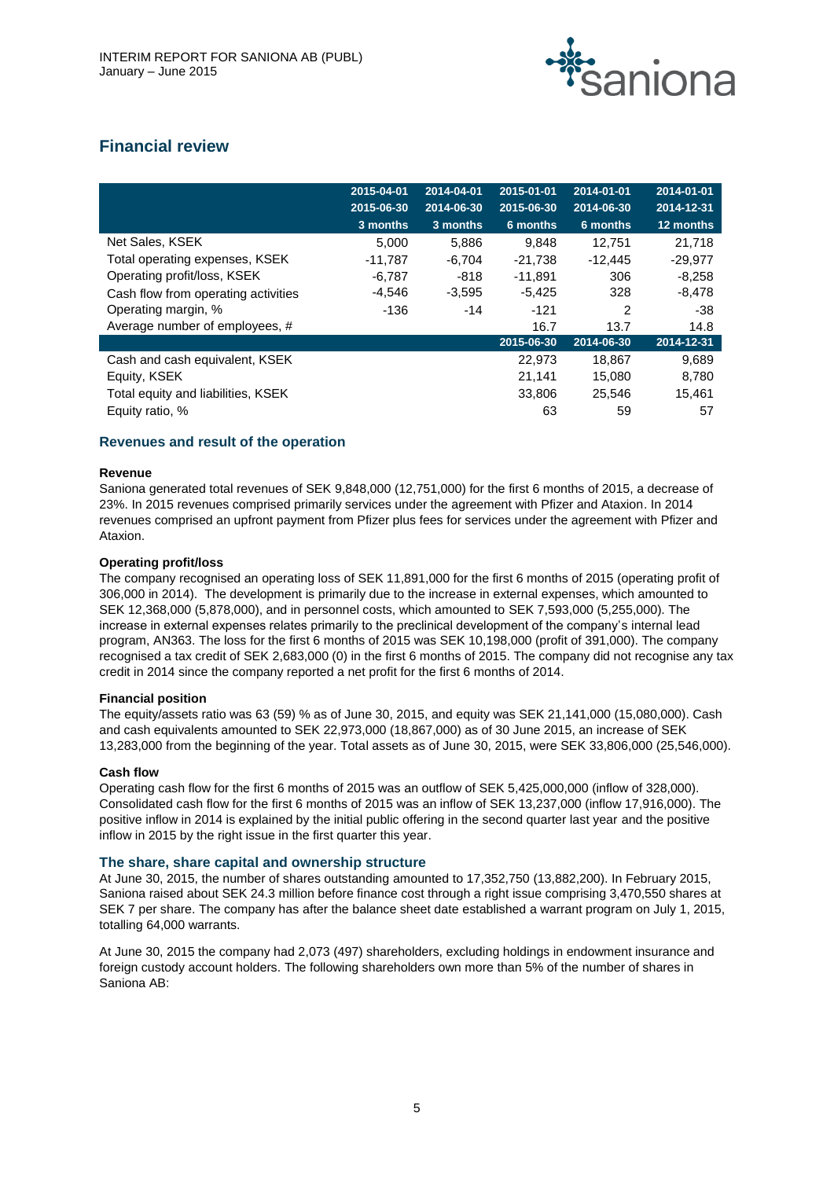## Financial review

| | 2015-04-01<br>2015-06-30<br>3 months | 2014-04-01<br>2014-06-30<br>3 months | 2015-01-01<br>2015-06-30<br>6 months | 2014-01-01<br>2014-06-30<br>6 months | 2014-01-01<br>2014-12-31<br>12 months |
|---|---|---|---|---|---|
| Net Sales, KSEK | 5,000 | 5,886 | 9,848 | 12,751 | 21,718 |
| Total operating expenses, KSEK | -11,787 | -6,704 | -21,738 | -12,445 | -29,977 |
| Operating profit/loss, KSEK | -6,787 | -818 | -11,891 | 306 | -8,258 |
| Cash flow from operating activities | -4,546 | -3,595 | -5,425 | 328 | -8,478 |
| Operating margin, % | -136 | -14 | -121 | 2 | -38 |
| Average number of employees, # | | | 16.7 | 13.7 | 14.8 |
| | | | 2015-06-30 | 2014-06-30 | 2014-12-31 |
| Cash and cash equivalent, KSEK | | | 22,973 | 18,867 | 9,689 |
| Equity, KSEK | | | 21,141 | 15,080 | 8,780 |
| Total equity and liabilities, KSEK | | | 33,806 | 25,546 | 15,461 |
| Equity ratio, % | | | 63 | 59 | 57 |

### Revenues and result of the operation

**Revenue**

Saniona generated total revenues of SEK 9,848,000 (12,751,000) for the first 6 months of 2015, a decrease of 23%. In 2015 revenues comprised primarily services under the agreement with Pfizer and Ataxion. In 2014 revenues comprised an upfront payment from Pfizer plus fees for services under the agreement with Pfizer and Ataxion.

**Operating profit/loss**

The company recognised an operating loss of SEK 11,891,000 for the first 6 months of 2015 (operating profit of 306,000 in 2014). The development is primarily due to the increase in external expenses, which amounted to SEK 12,368,000 (5,878,000), and in personnel costs, which amounted to SEK 7,593,000 (5,255,000). The increase in external expenses relates primarily to the preclinical development of the company's internal lead program, AN363. The loss for the first 6 months of 2015 was SEK 10,198,000 (profit of 391,000). The company recognised a tax credit of SEK 2,683,000 (0) in the first 6 months of 2015. The company did not recognise any tax credit in 2014 since the company reported a net profit for the first 6 months of 2014.

**Financial position**

The equity/assets ratio was 63 (59) % as of June 30, 2015, and equity was SEK 21,141,000 (15,080,000). Cash and cash equivalents amounted to SEK 22,973,000 (18,867,000) as of 30 June 2015, an increase of SEK 13,283,000 from the beginning of the year. Total assets as of June 30, 2015, were SEK 33,806,000 (25,546,000).

**Cash flow**

Operating cash flow for the first 6 months of 2015 was an outflow of SEK 5,425,000,000 (inflow of 328,000). Consolidated cash flow for the first 6 months of 2015 was an inflow of SEK 13,237,000 (inflow 17,916,000). The positive inflow in 2014 is explained by the initial public offering in the second quarter last year and the positive inflow in 2015 by the right issue in the first quarter this year.

### The share, share capital and ownership structure

At June 30, 2015, the number of shares outstanding amounted to 17,352,750 (13,882,200). In February 2015, Saniona raised about SEK 24.3 million before finance cost through a right issue comprising 3,470,550 shares at SEK 7 per share. The company has after the balance sheet date established a warrant program on July 1, 2015, totalling 64,000 warrants.

At June 30, 2015 the company had 2,073 (497) shareholders, excluding holdings in endowment insurance and foreign custody account holders. The following shareholders own more than 5% of the number of shares in Saniona AB: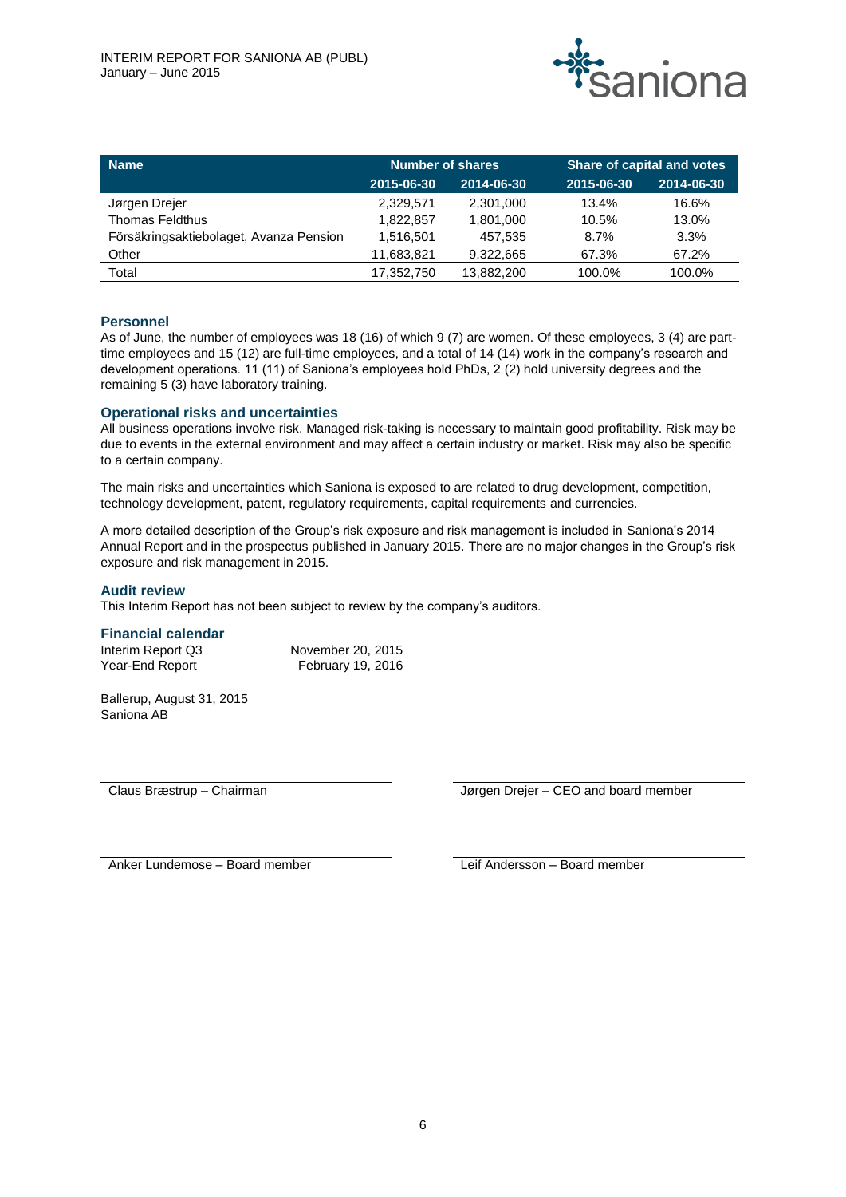| Name | Number of shares | | Share of capital and votes | |
|---|---|---|---|---|
| | 2015-06-30 | 2014-06-30 | 2015-06-30 | 2014-06-30 |
| Jørgen Drejer | 2,329,571 | 2,301,000 | 13.4% | 16.6% |
| Thomas Feldthus | 1,822,857 | 1,801,000 | 10.5% | 13.0% |
| Försäkringsaktiebolaget, Avanza Pension | 1,516,501 | 457,535 | 8.7% | 3.3% |
| Other | 11,683,821 | 9,322,665 | 67.3% | 67.2% |
| Total | 17,352,750 | 13,882,200 | 100.0% | 100.0% |

## Personnel

As of June, the number of employees was 18 (16) of which 9 (7) are women. Of these employees, 3 (4) are part-time employees and 15 (12) are full-time employees, and a total of 14 (14) work in the company's research and development operations. 11 (11) of Saniona's employees hold PhDs, 2 (2) hold university degrees and the remaining 5 (3) have laboratory training.

## Operational risks and uncertainties

All business operations involve risk. Managed risk-taking is necessary to maintain good profitability. Risk may be due to events in the external environment and may affect a certain industry or market. Risk may also be specific to a certain company.

The main risks and uncertainties which Saniona is exposed to are related to drug development, competition, technology development, patent, regulatory requirements, capital requirements and currencies.

A more detailed description of the Group's risk exposure and risk management is included in Saniona's 2014 Annual Report and in the prospectus published in January 2015. There are no major changes in the Group's risk exposure and risk management in 2015.

## Audit review

This Interim Report has not been subject to review by the company's auditors.

## Financial calendar

| | |
|---|---|
| Interim Report Q3 | November 20, 2015 |
| Year-End Report | February 19, 2016 |

Ballerup, August 31, 2015
Saniona AB

Claus Bræstrup – Chairman

Jørgen Drejer – CEO and board member

Anker Lundemose – Board member

Leif Andersson – Board member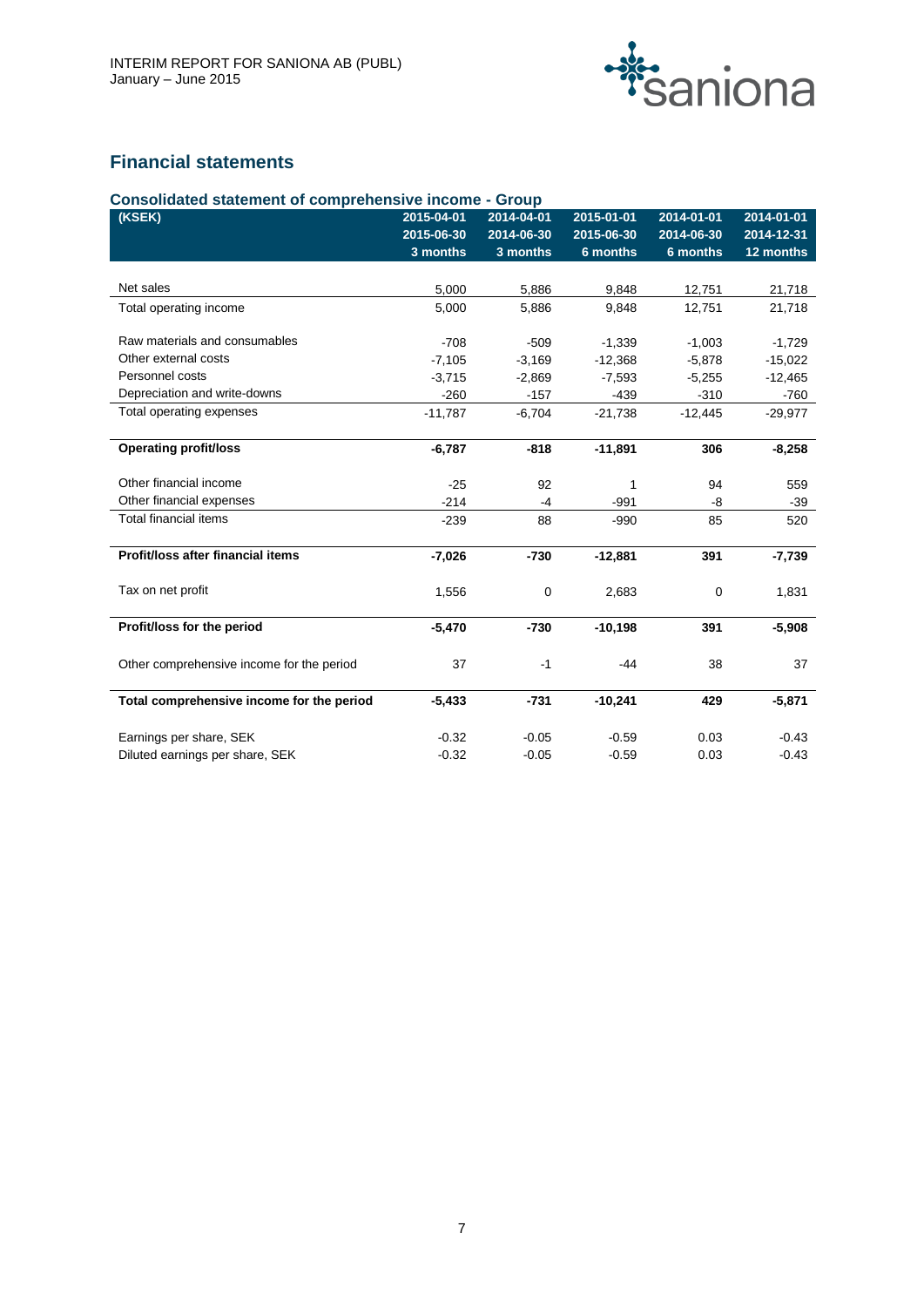## Financial statements

### Consolidated statement of comprehensive income - Group

| (KSEK) | 2015-04-01<br>2015-06-30<br>3 months | 2014-04-01<br>2014-06-30<br>3 months | 2015-01-01<br>2015-06-30<br>6 months | 2014-01-01<br>2014-06-30<br>6 months | 2014-01-01<br>2014-12-31<br>12 months |
|---|---|---|---|---|---|
| Net sales | 5,000 | 5,886 | 9,848 | 12,751 | 21,718 |
| Total operating income | 5,000 | 5,886 | 9,848 | 12,751 | 21,718 |
| Raw materials and consumables | -708 | -509 | -1,339 | -1,003 | -1,729 |
| Other external costs | -7,105 | -3,169 | -12,368 | -5,878 | -15,022 |
| Personnel costs | -3,715 | -2,869 | -7,593 | -5,255 | -12,465 |
| Depreciation and write-downs | -260 | -157 | -439 | -310 | -760 |
| Total operating expenses | -11,787 | -6,704 | -21,738 | -12,445 | -29,977 |
| **Operating profit/loss** | **-6,787** | **-818** | **-11,891** | **306** | **-8,258** |
| Other financial income | -25 | 92 | 1 | 94 | 559 |
| Other financial expenses | -214 | -4 | -991 | -8 | -39 |
| Total financial items | -239 | 88 | -990 | 85 | 520 |
| **Profit/loss after financial items** | **-7,026** | **-730** | **-12,881** | **391** | **-7,739** |
| Tax on net profit | 1,556 | 0 | 2,683 | 0 | 1,831 |
| **Profit/loss for the period** | **-5,470** | **-730** | **-10,198** | **391** | **-5,908** |
| Other comprehensive income for the period | 37 | -1 | -44 | 38 | 37 |
| **Total comprehensive income for the period** | **-5,433** | **-731** | **-10,241** | **429** | **-5,871** |
| Earnings per share, SEK | -0.32 | -0.05 | -0.59 | 0.03 | -0.43 |
| Diluted earnings per share, SEK | -0.32 | -0.05 | -0.59 | 0.03 | -0.43 |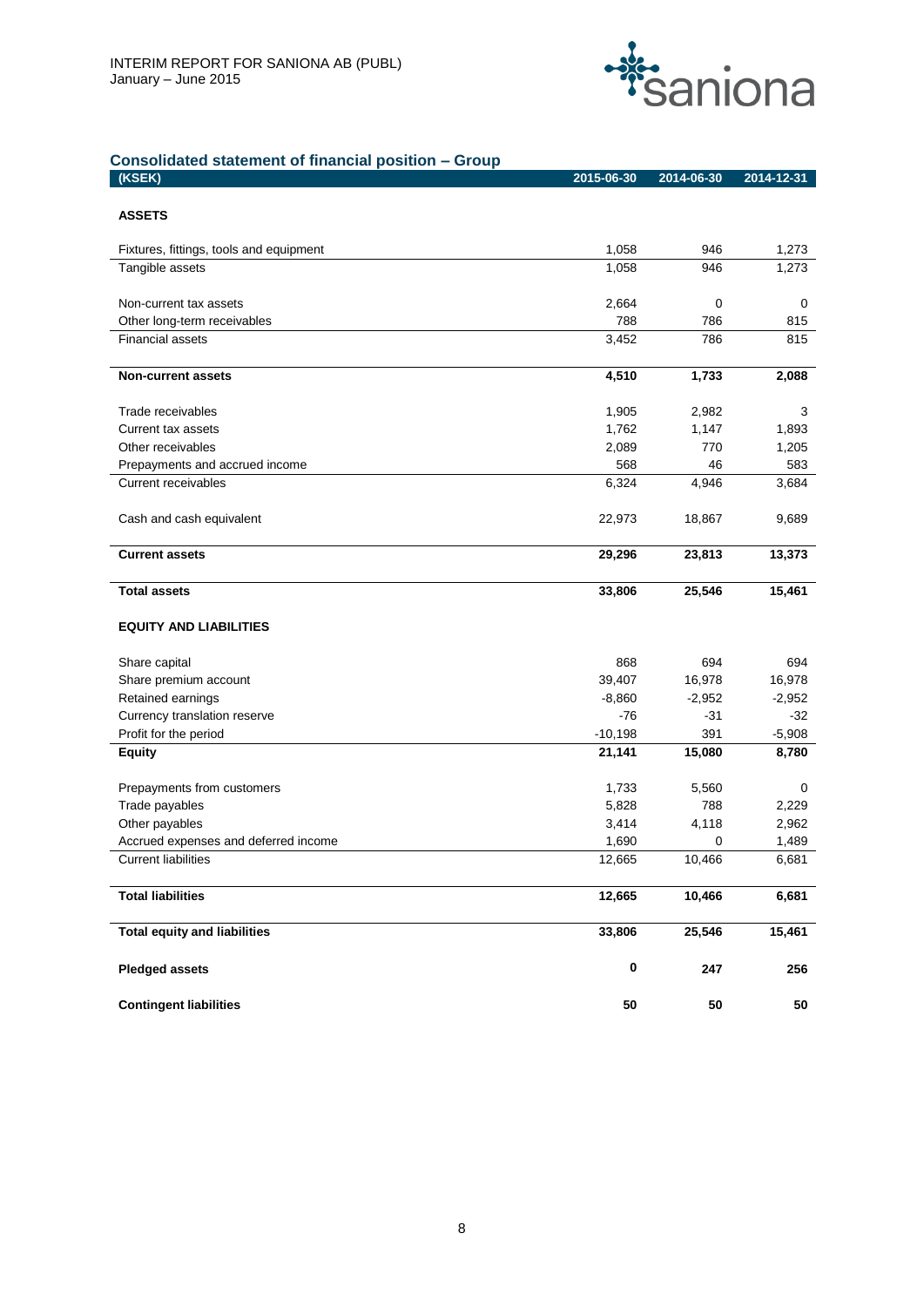## Consolidated statement of financial position – Group

| (KSEK) | 2015-06-30 | 2014-06-30 | 2014-12-31 |
|---|---|---|---|
| **ASSETS** | | | |
| Fixtures, fittings, tools and equipment | 1,058 | 946 | 1,273 |
| Tangible assets | 1,058 | 946 | 1,273 |
| Non-current tax assets | 2,664 | 0 | 0 |
| Other long-term receivables | 788 | 786 | 815 |
| Financial assets | 3,452 | 786 | 815 |
| **Non-current assets** | **4,510** | **1,733** | **2,088** |
| Trade receivables | 1,905 | 2,982 | 3 |
| Current tax assets | 1,762 | 1,147 | 1,893 |
| Other receivables | 2,089 | 770 | 1,205 |
| Prepayments and accrued income | 568 | 46 | 583 |
| Current receivables | 6,324 | 4,946 | 3,684 |
| Cash and cash equivalent | 22,973 | 18,867 | 9,689 |
| **Current assets** | **29,296** | **23,813** | **13,373** |
| **Total assets** | **33,806** | **25,546** | **15,461** |
| **EQUITY AND LIABILITIES** | | | |
| Share capital | 868 | 694 | 694 |
| Share premium account | 39,407 | 16,978 | 16,978 |
| Retained earnings | -8,860 | -2,952 | -2,952 |
| Currency translation reserve | -76 | -31 | -32 |
| Profit for the period | -10,198 | 391 | -5,908 |
| **Equity** | **21,141** | **15,080** | **8,780** |
| Prepayments from customers | 1,733 | 5,560 | 0 |
| Trade payables | 5,828 | 788 | 2,229 |
| Other payables | 3,414 | 4,118 | 2,962 |
| Accrued expenses and deferred income | 1,690 | 0 | 1,489 |
| Current liabilities | 12,665 | 10,466 | 6,681 |
| **Total liabilities** | **12,665** | **10,466** | **6,681** |
| **Total equity and liabilities** | **33,806** | **25,546** | **15,461** |
| **Pledged assets** | **0** | **247** | **256** |
| **Contingent liabilities** | **50** | **50** | **50** |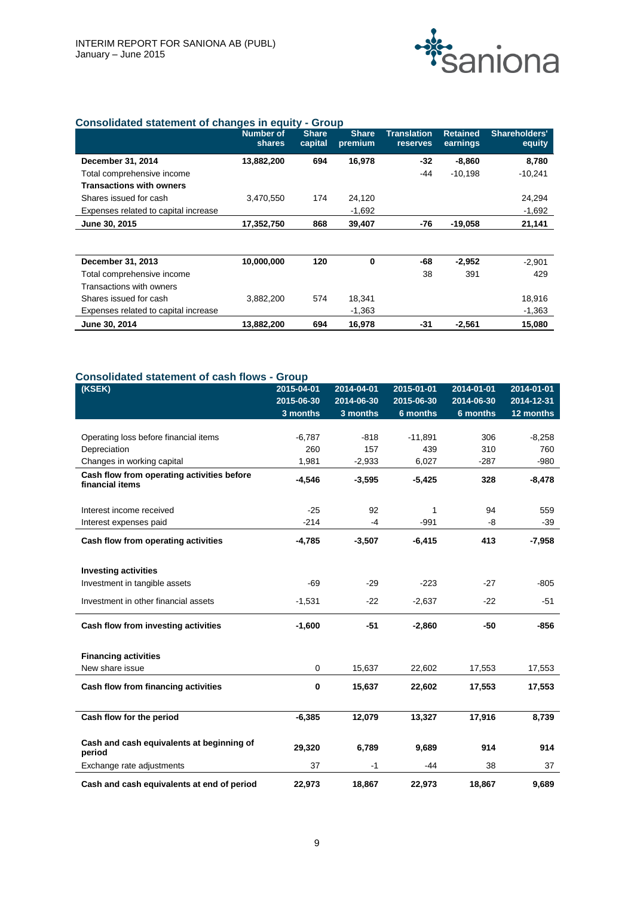## Consolidated statement of changes in equity - Group

| | Number of shares | Share capital | Share premium | Translation reserves | Retained earnings | Shareholders' equity |
|---|---|---|---|---|---|---|
| **December 31, 2014** | **13,882,200** | **694** | **16,978** | **-32** | **-8,860** | **8,780** |
| Total comprehensive income | | | | -44 | -10,198 | -10,241 |
| **Transactions with owners** | | | | | | |
| Shares issued for cash | 3,470,550 | 174 | 24,120 | | | 24,294 |
| Expenses related to capital increase | | | -1,692 | | | -1,692 |
| **June 30, 2015** | **17,352,750** | **868** | **39,407** | **-76** | **-19,058** | **21,141** |
| | | | | | | |
| **December 31, 2013** | **10,000,000** | **120** | **0** | **-68** | **-2,952** | -2,901 |
| Total comprehensive income | | | | 38 | 391 | 429 |
| Transactions with owners | | | | | | |
| Shares issued for cash | 3,882,200 | 574 | 18,341 | | | 18,916 |
| Expenses related to capital increase | | | -1,363 | | | -1,363 |
| **June 30, 2014** | **13,882,200** | **694** | **16,978** | **-31** | **-2,561** | **15,080** |

## Consolidated statement of cash flows - Group

| (KSEK) | 2015-04-01 2015-06-30 3 months | 2014-04-01 2014-06-30 3 months | 2015-01-01 2015-06-30 6 months | 2014-01-01 2014-06-30 6 months | 2014-01-01 2014-12-31 12 months |
|---|---|---|---|---|---|
| Operating loss before financial items | -6,787 | -818 | -11,891 | 306 | -8,258 |
| Depreciation | 260 | 157 | 439 | 310 | 760 |
| Changes in working capital | 1,981 | -2,933 | 6,027 | -287 | -980 |
| **Cash flow from operating activities before financial items** | **-4,546** | **-3,595** | **-5,425** | **328** | **-8,478** |
| | | | | | |
| Interest income received | -25 | 92 | 1 | 94 | 559 |
| Interest expenses paid | -214 | -4 | -991 | -8 | -39 |
| **Cash flow from operating activities** | **-4,785** | **-3,507** | **-6,415** | **413** | **-7,958** |
| | | | | | |
| **Investing activities** | | | | | |
| Investment in tangible assets | -69 | -29 | -223 | -27 | -805 |
| Investment in other financial assets | -1,531 | -22 | -2,637 | -22 | -51 |
| **Cash flow from investing activities** | **-1,600** | **-51** | **-2,860** | **-50** | **-856** |
| | | | | | |
| **Financing activities** | | | | | |
| New share issue | 0 | 15,637 | 22,602 | 17,553 | 17,553 |
| **Cash flow from financing activities** | **0** | **15,637** | **22,602** | **17,553** | **17,553** |
| | | | | | |
| **Cash flow for the period** | **-6,385** | **12,079** | **13,327** | **17,916** | **8,739** |
| | | | | | |
| **Cash and cash equivalents at beginning of period** | **29,320** | **6,789** | **9,689** | **914** | **914** |
| Exchange rate adjustments | 37 | -1 | -44 | 38 | 37 |
| **Cash and cash equivalents at end of period** | **22,973** | **18,867** | **22,973** | **18,867** | **9,689** |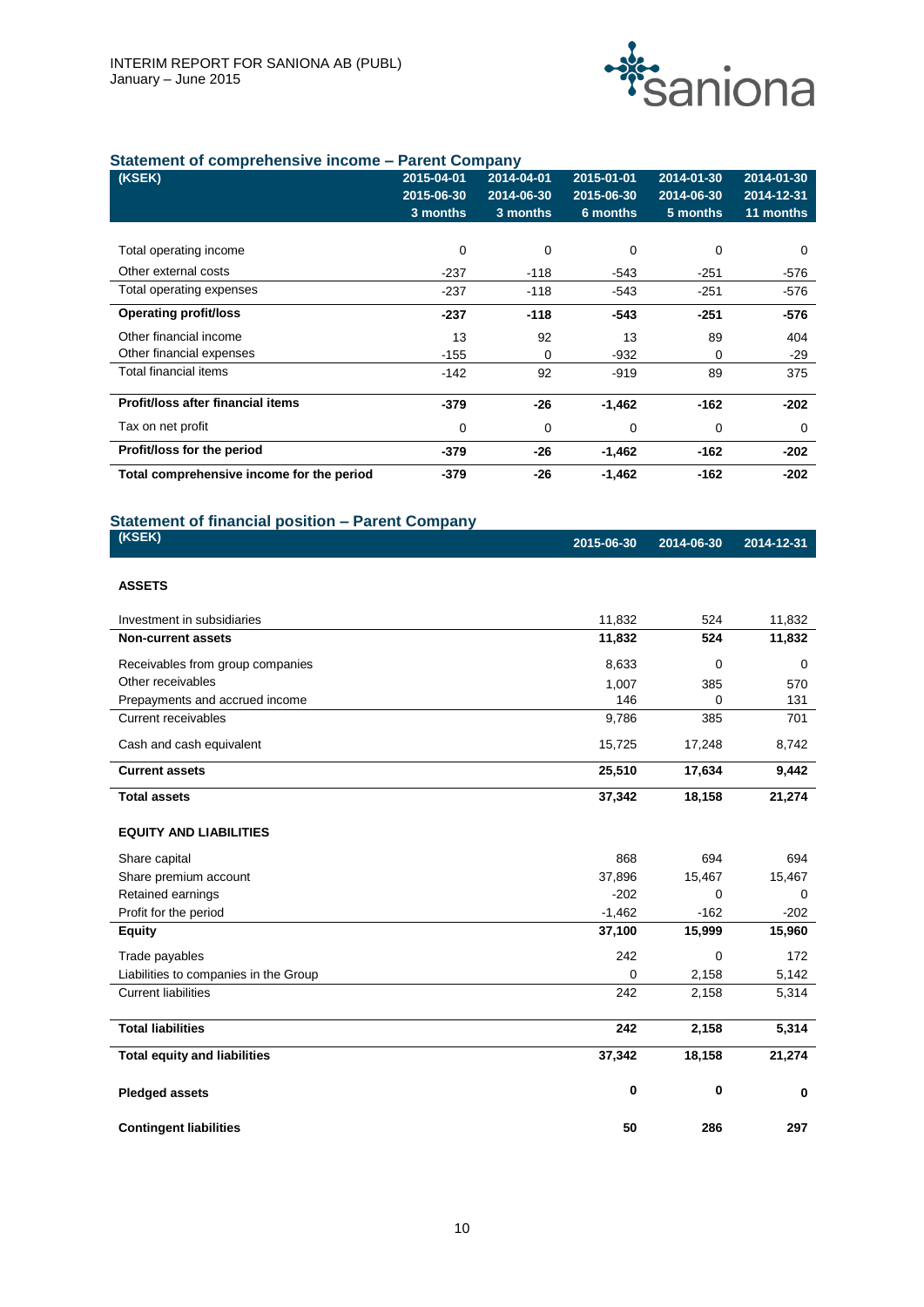## Statement of comprehensive income – Parent Company

| (KSEK) | 2015-04-01 2015-06-30 3 months | 2014-04-01 2014-06-30 3 months | 2015-01-01 2015-06-30 6 months | 2014-01-30 2014-06-30 5 months | 2014-01-30 2014-12-31 11 months |
|---|---|---|---|---|---|
| Total operating income | 0 | 0 | 0 | 0 | 0 |
| Other external costs | -237 | -118 | -543 | -251 | -576 |
| Total operating expenses | -237 | -118 | -543 | -251 | -576 |
| **Operating profit/loss** | **-237** | **-118** | **-543** | **-251** | **-576** |
| Other financial income | 13 | 92 | 13 | 89 | 404 |
| Other financial expenses | -155 | 0 | -932 | 0 | -29 |
| Total financial items | -142 | 92 | -919 | 89 | 375 |
| **Profit/loss after financial items** | **-379** | **-26** | **-1,462** | **-162** | **-202** |
| Tax on net profit | 0 | 0 | 0 | 0 | 0 |
| **Profit/loss for the period** | **-379** | **-26** | **-1,462** | **-162** | **-202** |
| **Total comprehensive income for the period** | **-379** | **-26** | **-1,462** | **-162** | **-202** |

## Statement of financial position – Parent Company

| (KSEK) | 2015-06-30 | 2014-06-30 | 2014-12-31 |
|---|---|---|---|
| **ASSETS** | | | |
| Investment in subsidiaries | 11,832 | 524 | 11,832 |
| **Non-current assets** | **11,832** | **524** | **11,832** |
| Receivables from group companies | 8,633 | 0 | 0 |
| Other receivables | 1,007 | 385 | 570 |
| Prepayments and accrued income | 146 | 0 | 131 |
| Current receivables | 9,786 | 385 | 701 |
| Cash and cash equivalent | 15,725 | 17,248 | 8,742 |
| **Current assets** | **25,510** | **17,634** | **9,442** |
| **Total assets** | **37,342** | **18,158** | **21,274** |
| **EQUITY AND LIABILITIES** | | | |
| Share capital | 868 | 694 | 694 |
| Share premium account | 37,896 | 15,467 | 15,467 |
| Retained earnings | -202 | 0 | 0 |
| Profit for the period | -1,462 | -162 | -202 |
| **Equity** | **37,100** | **15,999** | **15,960** |
| Trade payables | 242 | 0 | 172 |
| Liabilities to companies in the Group | 0 | 2,158 | 5,142 |
| Current liabilities | 242 | 2,158 | 5,314 |
| **Total liabilities** | **242** | **2,158** | **5,314** |
| **Total equity and liabilities** | **37,342** | **18,158** | **21,274** |
| **Pledged assets** | **0** | **0** | **0** |
| **Contingent liabilities** | **50** | **286** | **297** |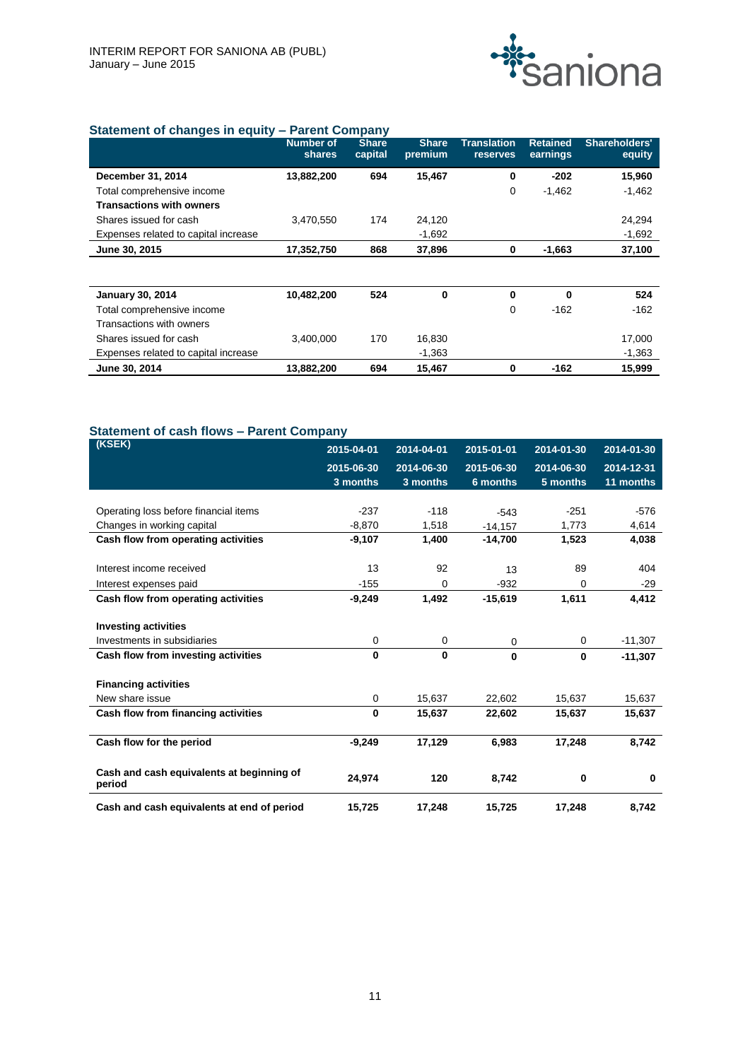## Statement of changes in equity – Parent Company

| | Number of shares | Share capital | Share premium | Translation reserves | Retained earnings | Shareholders' equity |
|---|---|---|---|---|---|---|
| **December 31, 2014** | **13,882,200** | **694** | **15,467** | **0** | **-202** | **15,960** |
| Total comprehensive income | | | | 0 | -1,462 | -1,462 |
| **Transactions with owners** | | | | | | |
| Shares issued for cash | 3,470,550 | 174 | 24,120 | | | 24,294 |
| Expenses related to capital increase | | | -1,692 | | | -1,692 |
| **June 30, 2015** | **17,352,750** | **868** | **37,896** | **0** | **-1,663** | **37,100** |

| | Number of shares | Share capital | Share premium | Translation reserves | Retained earnings | Shareholders' equity |
|---|---|---|---|---|---|---|
| **January 30, 2014** | **10,482,200** | **524** | **0** | **0** | **0** | **524** |
| Total comprehensive income | | | | 0 | -162 | -162 |
| Transactions with owners | | | | | | |
| Shares issued for cash | 3,400,000 | 170 | 16,830 | | | 17,000 |
| Expenses related to capital increase | | | -1,363 | | | -1,363 |
| **June 30, 2014** | **13,882,200** | **694** | **15,467** | **0** | **-162** | **15,999** |

## Statement of cash flows – Parent Company

| (KSEK) | 2015-04-01 2015-06-30 3 months | 2014-04-01 2014-06-30 3 months | 2015-01-01 2015-06-30 6 months | 2014-01-30 2014-06-30 5 months | 2014-01-30 2014-12-31 11 months |
|---|---|---|---|---|---|
| Operating loss before financial items | -237 | -118 | -543 | -251 | -576 |
| Changes in working capital | -8,870 | 1,518 | -14,157 | 1,773 | 4,614 |
| **Cash flow from operating activities** | **-9,107** | **1,400** | **-14,700** | **1,523** | **4,038** |
| | | | | | |
| Interest income received | 13 | 92 | 13 | 89 | 404 |
| Interest expenses paid | -155 | 0 | -932 | 0 | -29 |
| **Cash flow from operating activities** | **-9,249** | **1,492** | **-15,619** | **1,611** | **4,412** |
| | | | | | |
| **Investing activities** | | | | | |
| Investments in subsidiaries | 0 | 0 | 0 | 0 | -11,307 |
| **Cash flow from investing activities** | **0** | **0** | **0** | **0** | **-11,307** |
| | | | | | |
| **Financing activities** | | | | | |
| New share issue | 0 | 15,637 | 22,602 | 15,637 | 15,637 |
| **Cash flow from financing activities** | **0** | **15,637** | **22,602** | **15,637** | **15,637** |
| | | | | | |
| **Cash flow for the period** | **-9,249** | **17,129** | **6,983** | **17,248** | **8,742** |
| | | | | | |
| **Cash and cash equivalents at beginning of period** | **24,974** | **120** | **8,742** | **0** | **0** |
| **Cash and cash equivalents at end of period** | **15,725** | **17,248** | **15,725** | **17,248** | **8,742** |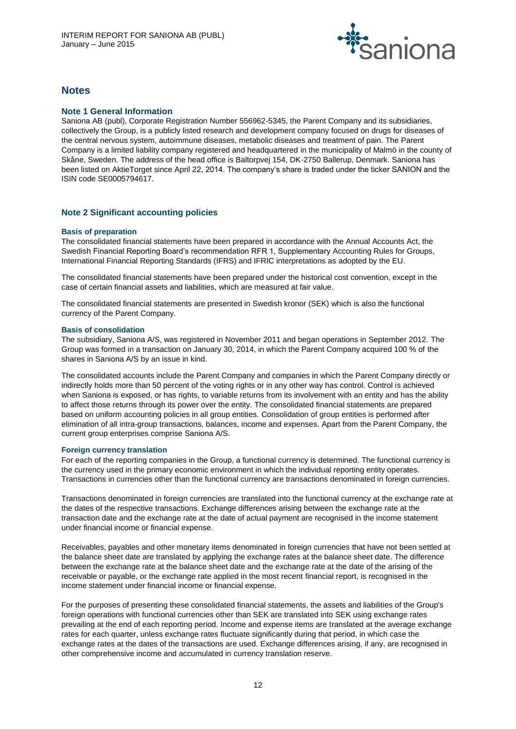# Notes

## Note 1 General Information

Saniona AB (publ), Corporate Registration Number 556962-5345, the Parent Company and its subsidiaries, collectively the Group, is a publicly listed research and development company focused on drugs for diseases of the central nervous system, autoimmune diseases, metabolic diseases and treatment of pain. The Parent Company is a limited liability company registered and headquartered in the municipality of Malmö in the county of Skåne, Sweden. The address of the head office is Baltorpvej 154, DK-2750 Ballerup, Denmark. Saniona has been listed on AktieTorget since April 22, 2014. The company's share is traded under the ticker SANION and the ISIN code SE0005794617.

## Note 2 Significant accounting policies

### Basis of preparation

The consolidated financial statements have been prepared in accordance with the Annual Accounts Act, the Swedish Financial Reporting Board's recommendation RFR 1, Supplementary Accounting Rules for Groups, International Financial Reporting Standards (IFRS) and IFRIC interpretations as adopted by the EU.

The consolidated financial statements have been prepared under the historical cost convention, except in the case of certain financial assets and liabilities, which are measured at fair value.

The consolidated financial statements are presented in Swedish kronor (SEK) which is also the functional currency of the Parent Company.

### Basis of consolidation

The subsidiary, Saniona A/S, was registered in November 2011 and began operations in September 2012. The Group was formed in a transaction on January 30, 2014, in which the Parent Company acquired 100 % of the shares in Saniona A/S by an issue in kind.

The consolidated accounts include the Parent Company and companies in which the Parent Company directly or indirectly holds more than 50 percent of the voting rights or in any other way has control. Control is achieved when Saniona is exposed, or has rights, to variable returns from its involvement with an entity and has the ability to affect those returns through its power over the entity. The consolidated financial statements are prepared based on uniform accounting policies in all group entities. Consolidation of group entities is performed after elimination of all intra-group transactions, balances, income and expenses. Apart from the Parent Company, the current group enterprises comprise Saniona A/S.

### Foreign currency translation

For each of the reporting companies in the Group, a functional currency is determined. The functional currency is the currency used in the primary economic environment in which the individual reporting entity operates. Transactions in currencies other than the functional currency are transactions denominated in foreign currencies.

Transactions denominated in foreign currencies are translated into the functional currency at the exchange rate at the dates of the respective transactions. Exchange differences arising between the exchange rate at the transaction date and the exchange rate at the date of actual payment are recognised in the income statement under financial income or financial expense.

Receivables, payables and other monetary items denominated in foreign currencies that have not been settled at the balance sheet date are translated by applying the exchange rates at the balance sheet date. The difference between the exchange rate at the balance sheet date and the exchange rate at the date of the arising of the receivable or payable, or the exchange rate applied in the most recent financial report, is recognised in the income statement under financial income or financial expense.

For the purposes of presenting these consolidated financial statements, the assets and liabilities of the Group's foreign operations with functional currencies other than SEK are translated into SEK using exchange rates prevailing at the end of each reporting period. Income and expense items are translated at the average exchange rates for each quarter, unless exchange rates fluctuate significantly during that period, in which case the exchange rates at the dates of the transactions are used. Exchange differences arising, if any, are recognised in other comprehensive income and accumulated in currency translation reserve.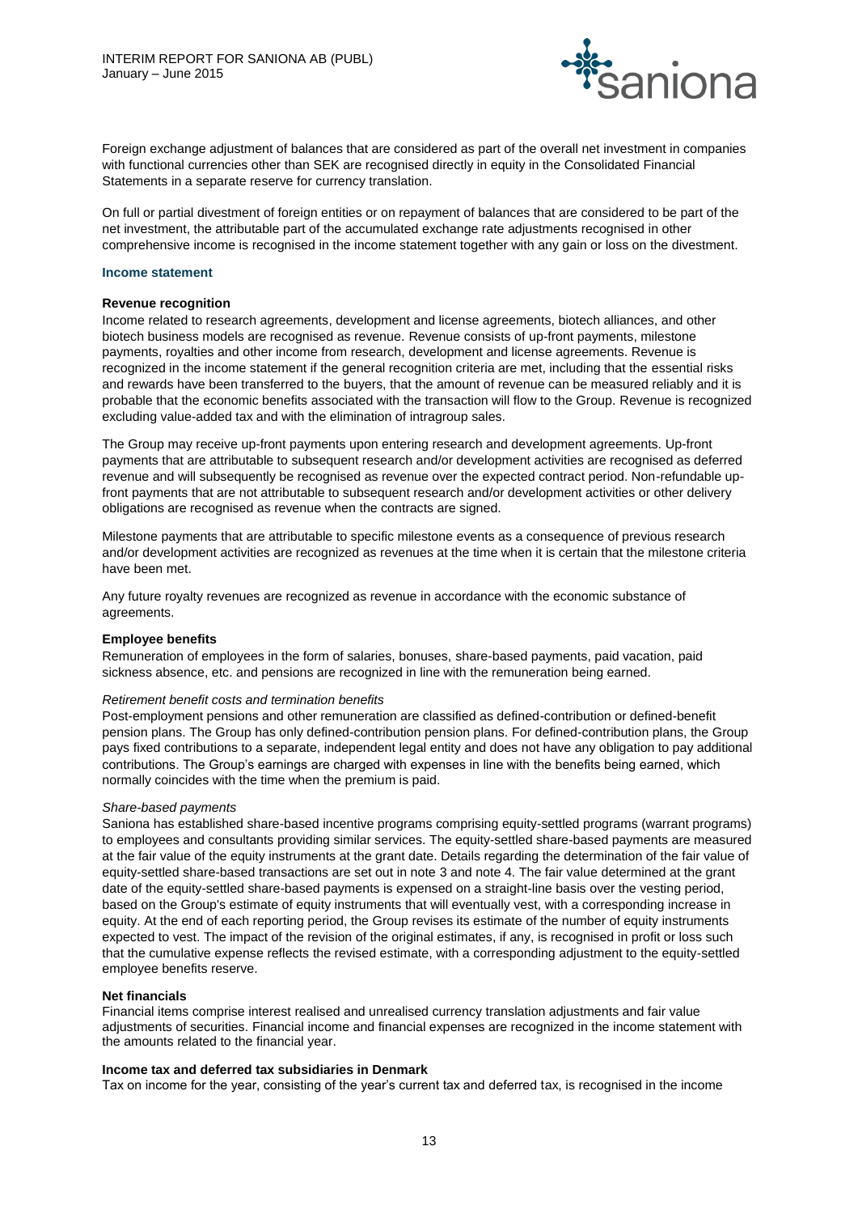Foreign exchange adjustment of balances that are considered as part of the overall net investment in companies with functional currencies other than SEK are recognised directly in equity in the Consolidated Financial Statements in a separate reserve for currency translation.

On full or partial divestment of foreign entities or on repayment of balances that are considered to be part of the net investment, the attributable part of the accumulated exchange rate adjustments recognised in other comprehensive income is recognised in the income statement together with any gain or loss on the divestment.

## Income statement

**Revenue recognition**

Income related to research agreements, development and license agreements, biotech alliances, and other biotech business models are recognised as revenue. Revenue consists of up-front payments, milestone payments, royalties and other income from research, development and license agreements. Revenue is recognized in the income statement if the general recognition criteria are met, including that the essential risks and rewards have been transferred to the buyers, that the amount of revenue can be measured reliably and it is probable that the economic benefits associated with the transaction will flow to the Group. Revenue is recognized excluding value-added tax and with the elimination of intragroup sales.

The Group may receive up-front payments upon entering research and development agreements. Up-front payments that are attributable to subsequent research and/or development activities are recognised as deferred revenue and will subsequently be recognised as revenue over the expected contract period. Non-refundable up-front payments that are not attributable to subsequent research and/or development activities or other delivery obligations are recognised as revenue when the contracts are signed.

Milestone payments that are attributable to specific milestone events as a consequence of previous research and/or development activities are recognized as revenues at the time when it is certain that the milestone criteria have been met.

Any future royalty revenues are recognized as revenue in accordance with the economic substance of agreements.

**Employee benefits**

Remuneration of employees in the form of salaries, bonuses, share-based payments, paid vacation, paid sickness absence, etc. and pensions are recognized in line with the remuneration being earned.

*Retirement benefit costs and termination benefits*

Post-employment pensions and other remuneration are classified as defined-contribution or defined-benefit pension plans. The Group has only defined-contribution pension plans. For defined-contribution plans, the Group pays fixed contributions to a separate, independent legal entity and does not have any obligation to pay additional contributions. The Group's earnings are charged with expenses in line with the benefits being earned, which normally coincides with the time when the premium is paid.

*Share-based payments*

Saniona has established share-based incentive programs comprising equity-settled programs (warrant programs) to employees and consultants providing similar services. The equity-settled share-based payments are measured at the fair value of the equity instruments at the grant date. Details regarding the determination of the fair value of equity-settled share-based transactions are set out in note 3 and note 4. The fair value determined at the grant date of the equity-settled share-based payments is expensed on a straight-line basis over the vesting period, based on the Group's estimate of equity instruments that will eventually vest, with a corresponding increase in equity. At the end of each reporting period, the Group revises its estimate of the number of equity instruments expected to vest. The impact of the revision of the original estimates, if any, is recognised in profit or loss such that the cumulative expense reflects the revised estimate, with a corresponding adjustment to the equity-settled employee benefits reserve.

**Net financials**

Financial items comprise interest realised and unrealised currency translation adjustments and fair value adjustments of securities. Financial income and financial expenses are recognized in the income statement with the amounts related to the financial year.

**Income tax and deferred tax subsidiaries in Denmark**

Tax on income for the year, consisting of the year's current tax and deferred tax, is recognised in the income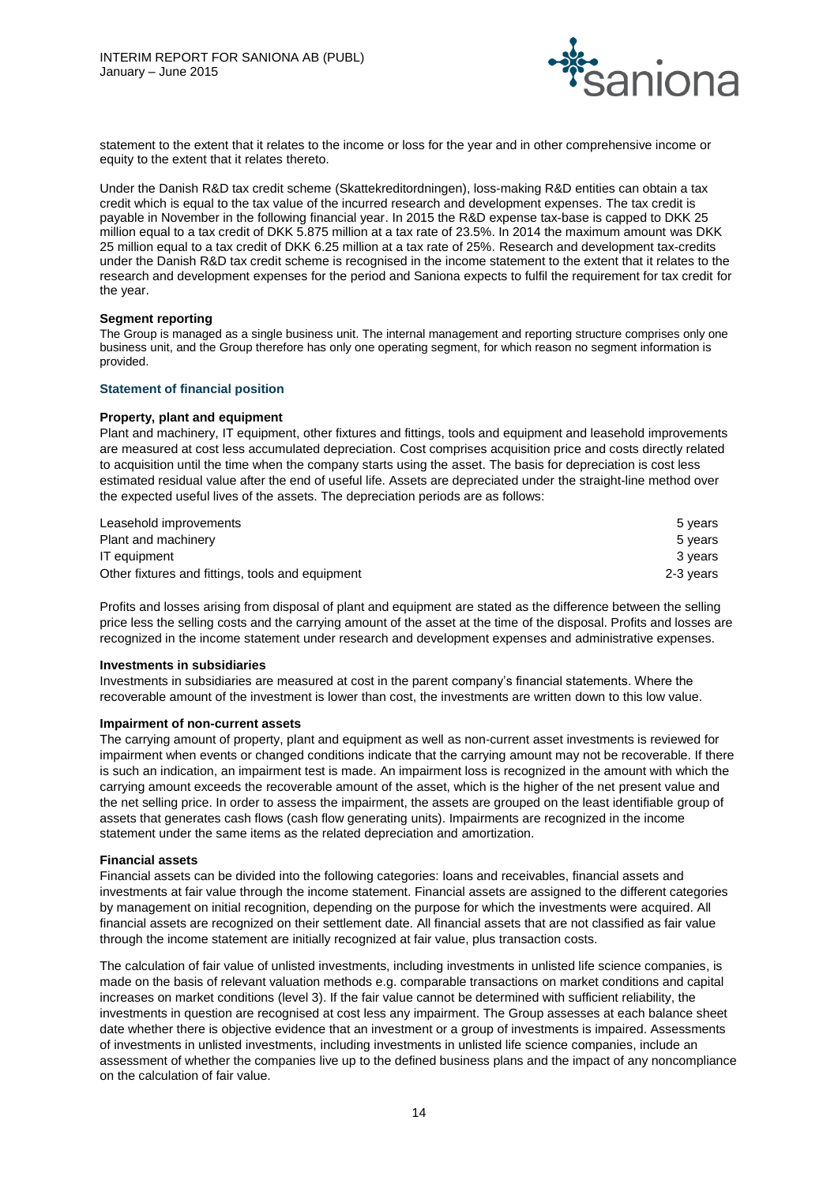statement to the extent that it relates to the income or loss for the year and in other comprehensive income or equity to the extent that it relates thereto.

Under the Danish R&D tax credit scheme (Skattekreditordningen), loss-making R&D entities can obtain a tax credit which is equal to the tax value of the incurred research and development expenses. The tax credit is payable in November in the following financial year. In 2015 the R&D expense tax-base is capped to DKK 25 million equal to a tax credit of DKK 5.875 million at a tax rate of 23.5%. In 2014 the maximum amount was DKK 25 million equal to a tax credit of DKK 6.25 million at a tax rate of 25%. Research and development tax-credits under the Danish R&D tax credit scheme is recognised in the income statement to the extent that it relates to the research and development expenses for the period and Saniona expects to fulfil the requirement for tax credit for the year.

**Segment reporting**

The Group is managed as a single business unit. The internal management and reporting structure comprises only one business unit, and the Group therefore has only one operating segment, for which reason no segment information is provided.

### Statement of financial position

**Property, plant and equipment**

Plant and machinery, IT equipment, other fixtures and fittings, tools and equipment and leasehold improvements are measured at cost less accumulated depreciation. Cost comprises acquisition price and costs directly related to acquisition until the time when the company starts using the asset. The basis for depreciation is cost less estimated residual value after the end of useful life. Assets are depreciated under the straight-line method over the expected useful lives of the assets. The depreciation periods are as follows:

| | |
|---|---|
| Leasehold improvements | 5 years |
| Plant and machinery | 5 years |
| IT equipment | 3 years |
| Other fixtures and fittings, tools and equipment | 2-3 years |

Profits and losses arising from disposal of plant and equipment are stated as the difference between the selling price less the selling costs and the carrying amount of the asset at the time of the disposal. Profits and losses are recognized in the income statement under research and development expenses and administrative expenses.

**Investments in subsidiaries**

Investments in subsidiaries are measured at cost in the parent company's financial statements. Where the recoverable amount of the investment is lower than cost, the investments are written down to this low value.

**Impairment of non-current assets**

The carrying amount of property, plant and equipment as well as non-current asset investments is reviewed for impairment when events or changed conditions indicate that the carrying amount may not be recoverable. If there is such an indication, an impairment test is made. An impairment loss is recognized in the amount with which the carrying amount exceeds the recoverable amount of the asset, which is the higher of the net present value and the net selling price. In order to assess the impairment, the assets are grouped on the least identifiable group of assets that generates cash flows (cash flow generating units). Impairments are recognized in the income statement under the same items as the related depreciation and amortization.

**Financial assets**

Financial assets can be divided into the following categories: loans and receivables, financial assets and investments at fair value through the income statement. Financial assets are assigned to the different categories by management on initial recognition, depending on the purpose for which the investments were acquired. All financial assets are recognized on their settlement date. All financial assets that are not classified as fair value through the income statement are initially recognized at fair value, plus transaction costs.

The calculation of fair value of unlisted investments, including investments in unlisted life science companies, is made on the basis of relevant valuation methods e.g. comparable transactions on market conditions and capital increases on market conditions (level 3). If the fair value cannot be determined with sufficient reliability, the investments in question are recognised at cost less any impairment. The Group assesses at each balance sheet date whether there is objective evidence that an investment or a group of investments is impaired. Assessments of investments in unlisted investments, including investments in unlisted life science companies, include an assessment of whether the companies live up to the defined business plans and the impact of any noncompliance on the calculation of fair value.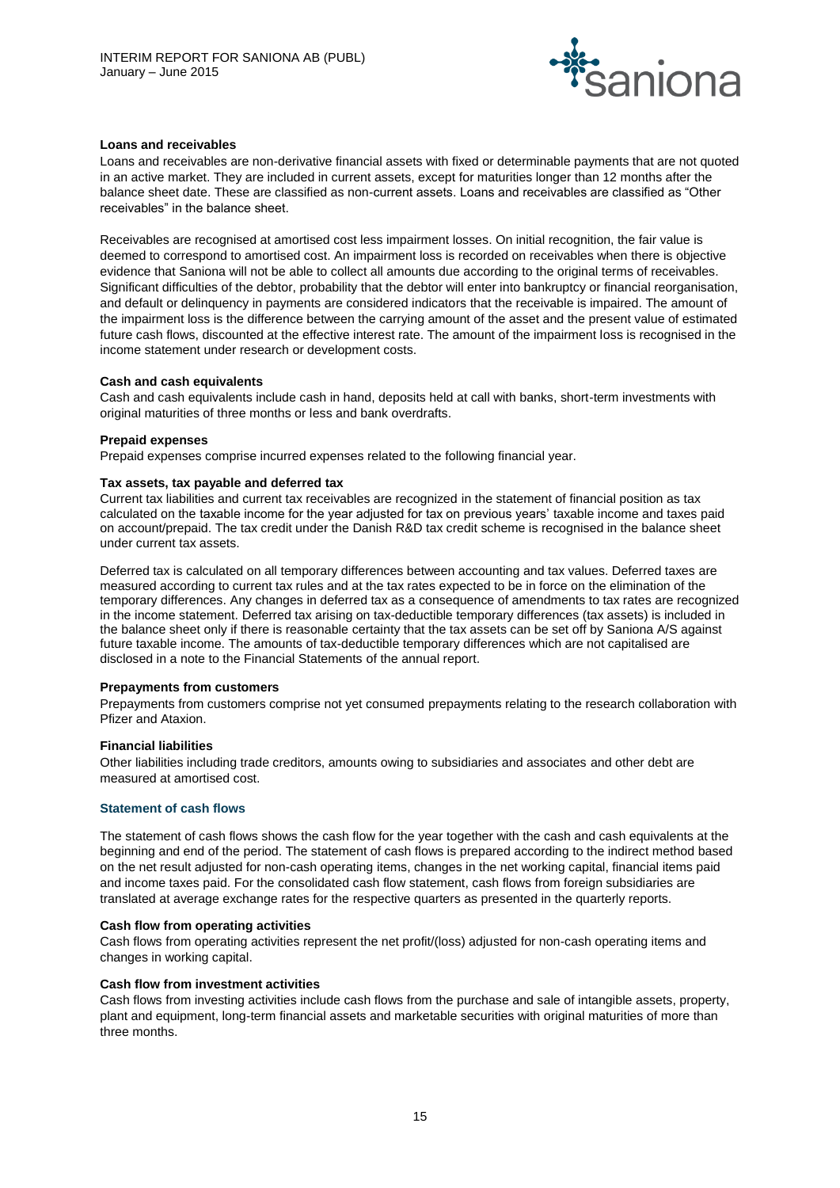**Loans and receivables**

Loans and receivables are non-derivative financial assets with fixed or determinable payments that are not quoted in an active market. They are included in current assets, except for maturities longer than 12 months after the balance sheet date. These are classified as non-current assets. Loans and receivables are classified as "Other receivables" in the balance sheet.

Receivables are recognised at amortised cost less impairment losses. On initial recognition, the fair value is deemed to correspond to amortised cost. An impairment loss is recorded on receivables when there is objective evidence that Saniona will not be able to collect all amounts due according to the original terms of receivables. Significant difficulties of the debtor, probability that the debtor will enter into bankruptcy or financial reorganisation, and default or delinquency in payments are considered indicators that the receivable is impaired. The amount of the impairment loss is the difference between the carrying amount of the asset and the present value of estimated future cash flows, discounted at the effective interest rate. The amount of the impairment loss is recognised in the income statement under research or development costs.

**Cash and cash equivalents**

Cash and cash equivalents include cash in hand, deposits held at call with banks, short-term investments with original maturities of three months or less and bank overdrafts.

**Prepaid expenses**

Prepaid expenses comprise incurred expenses related to the following financial year.

**Tax assets, tax payable and deferred tax**

Current tax liabilities and current tax receivables are recognized in the statement of financial position as tax calculated on the taxable income for the year adjusted for tax on previous years' taxable income and taxes paid on account/prepaid. The tax credit under the Danish R&D tax credit scheme is recognised in the balance sheet under current tax assets.

Deferred tax is calculated on all temporary differences between accounting and tax values. Deferred taxes are measured according to current tax rules and at the tax rates expected to be in force on the elimination of the temporary differences. Any changes in deferred tax as a consequence of amendments to tax rates are recognized in the income statement. Deferred tax arising on tax-deductible temporary differences (tax assets) is included in the balance sheet only if there is reasonable certainty that the tax assets can be set off by Saniona A/S against future taxable income. The amounts of tax-deductible temporary differences which are not capitalised are disclosed in a note to the Financial Statements of the annual report.

**Prepayments from customers**

Prepayments from customers comprise not yet consumed prepayments relating to the research collaboration with Pfizer and Ataxion.

**Financial liabilities**

Other liabilities including trade creditors, amounts owing to subsidiaries and associates and other debt are measured at amortised cost.

### Statement of cash flows

The statement of cash flows shows the cash flow for the year together with the cash and cash equivalents at the beginning and end of the period. The statement of cash flows is prepared according to the indirect method based on the net result adjusted for non-cash operating items, changes in the net working capital, financial items paid and income taxes paid. For the consolidated cash flow statement, cash flows from foreign subsidiaries are translated at average exchange rates for the respective quarters as presented in the quarterly reports.

**Cash flow from operating activities**

Cash flows from operating activities represent the net profit/(loss) adjusted for non-cash operating items and changes in working capital.

**Cash flow from investment activities**

Cash flows from investing activities include cash flows from the purchase and sale of intangible assets, property, plant and equipment, long-term financial assets and marketable securities with original maturities of more than three months.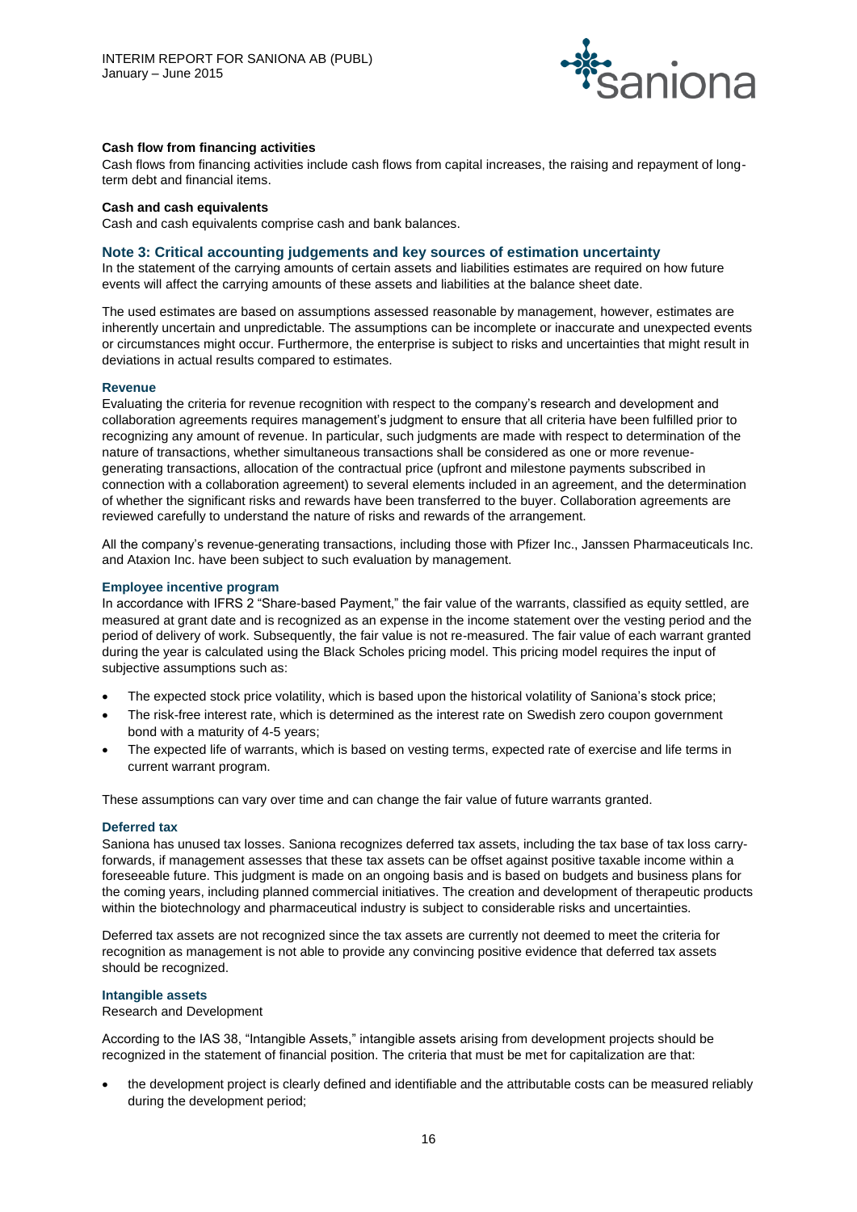**Cash flow from financing activities**

Cash flows from financing activities include cash flows from capital increases, the raising and repayment of long-term debt and financial items.

**Cash and cash equivalents**

Cash and cash equivalents comprise cash and bank balances.

## Note 3: Critical accounting judgements and key sources of estimation uncertainty

In the statement of the carrying amounts of certain assets and liabilities estimates are required on how future events will affect the carrying amounts of these assets and liabilities at the balance sheet date.

The used estimates are based on assumptions assessed reasonable by management, however, estimates are inherently uncertain and unpredictable. The assumptions can be incomplete or inaccurate and unexpected events or circumstances might occur. Furthermore, the enterprise is subject to risks and uncertainties that might result in deviations in actual results compared to estimates.

### Revenue

Evaluating the criteria for revenue recognition with respect to the company's research and development and collaboration agreements requires management's judgment to ensure that all criteria have been fulfilled prior to recognizing any amount of revenue. In particular, such judgments are made with respect to determination of the nature of transactions, whether simultaneous transactions shall be considered as one or more revenue-generating transactions, allocation of the contractual price (upfront and milestone payments subscribed in connection with a collaboration agreement) to several elements included in an agreement, and the determination of whether the significant risks and rewards have been transferred to the buyer. Collaboration agreements are reviewed carefully to understand the nature of risks and rewards of the arrangement.

All the company's revenue-generating transactions, including those with Pfizer Inc., Janssen Pharmaceuticals Inc. and Ataxion Inc. have been subject to such evaluation by management.

### Employee incentive program

In accordance with IFRS 2 "Share-based Payment," the fair value of the warrants, classified as equity settled, are measured at grant date and is recognized as an expense in the income statement over the vesting period and the period of delivery of work. Subsequently, the fair value is not re-measured. The fair value of each warrant granted during the year is calculated using the Black Scholes pricing model. This pricing model requires the input of subjective assumptions such as:

- The expected stock price volatility, which is based upon the historical volatility of Saniona's stock price;
- The risk-free interest rate, which is determined as the interest rate on Swedish zero coupon government bond with a maturity of 4-5 years;
- The expected life of warrants, which is based on vesting terms, expected rate of exercise and life terms in current warrant program.

These assumptions can vary over time and can change the fair value of future warrants granted.

### Deferred tax

Saniona has unused tax losses. Saniona recognizes deferred tax assets, including the tax base of tax loss carry-forwards, if management assesses that these tax assets can be offset against positive taxable income within a foreseeable future. This judgment is made on an ongoing basis and is based on budgets and business plans for the coming years, including planned commercial initiatives. The creation and development of therapeutic products within the biotechnology and pharmaceutical industry is subject to considerable risks and uncertainties.

Deferred tax assets are not recognized since the tax assets are currently not deemed to meet the criteria for recognition as management is not able to provide any convincing positive evidence that deferred tax assets should be recognized.

### Intangible assets

Research and Development

According to the IAS 38, "Intangible Assets," intangible assets arising from development projects should be recognized in the statement of financial position. The criteria that must be met for capitalization are that:

- the development project is clearly defined and identifiable and the attributable costs can be measured reliably during the development period;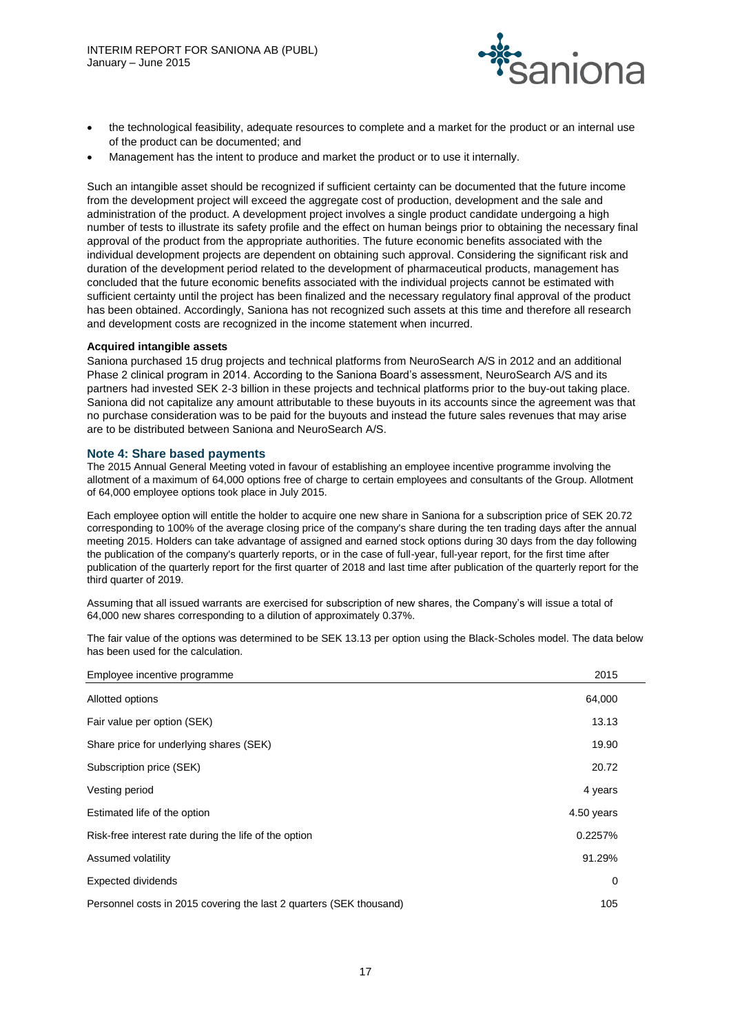- the technological feasibility, adequate resources to complete and a market for the product or an internal use of the product can be documented; and
- Management has the intent to produce and market the product or to use it internally.

Such an intangible asset should be recognized if sufficient certainty can be documented that the future income from the development project will exceed the aggregate cost of production, development and the sale and administration of the product. A development project involves a single product candidate undergoing a high number of tests to illustrate its safety profile and the effect on human beings prior to obtaining the necessary final approval of the product from the appropriate authorities. The future economic benefits associated with the individual development projects are dependent on obtaining such approval. Considering the significant risk and duration of the development period related to the development of pharmaceutical products, management has concluded that the future economic benefits associated with the individual projects cannot be estimated with sufficient certainty until the project has been finalized and the necessary regulatory final approval of the product has been obtained. Accordingly, Saniona has not recognized such assets at this time and therefore all research and development costs are recognized in the income statement when incurred.

**Acquired intangible assets**

Saniona purchased 15 drug projects and technical platforms from NeuroSearch A/S in 2012 and an additional Phase 2 clinical program in 2014. According to the Saniona Board's assessment, NeuroSearch A/S and its partners had invested SEK 2-3 billion in these projects and technical platforms prior to the buy-out taking place. Saniona did not capitalize any amount attributable to these buyouts in its accounts since the agreement was that no purchase consideration was to be paid for the buyouts and instead the future sales revenues that may arise are to be distributed between Saniona and NeuroSearch A/S.

## Note 4: Share based payments

The 2015 Annual General Meeting voted in favour of establishing an employee incentive programme involving the allotment of a maximum of 64,000 options free of charge to certain employees and consultants of the Group. Allotment of 64,000 employee options took place in July 2015.

Each employee option will entitle the holder to acquire one new share in Saniona for a subscription price of SEK 20.72 corresponding to 100% of the average closing price of the company's share during the ten trading days after the annual meeting 2015. Holders can take advantage of assigned and earned stock options during 30 days from the day following the publication of the company's quarterly reports, or in the case of full-year, full-year report, for the first time after publication of the quarterly report for the first quarter of 2018 and last time after publication of the quarterly report for the third quarter of 2019.

Assuming that all issued warrants are exercised for subscription of new shares, the Company's will issue a total of 64,000 new shares corresponding to a dilution of approximately 0.37%.

The fair value of the options was determined to be SEK 13.13 per option using the Black-Scholes model. The data below has been used for the calculation.

| Employee incentive programme | 2015 |
|---|---|
| Allotted options | 64,000 |
| Fair value per option (SEK) | 13.13 |
| Share price for underlying shares (SEK) | 19.90 |
| Subscription price (SEK) | 20.72 |
| Vesting period | 4 years |
| Estimated life of the option | 4.50 years |
| Risk-free interest rate during the life of the option | 0.2257% |
| Assumed volatility | 91.29% |
| Expected dividends | 0 |
| Personnel costs in 2015 covering the last 2 quarters (SEK thousand) | 105 |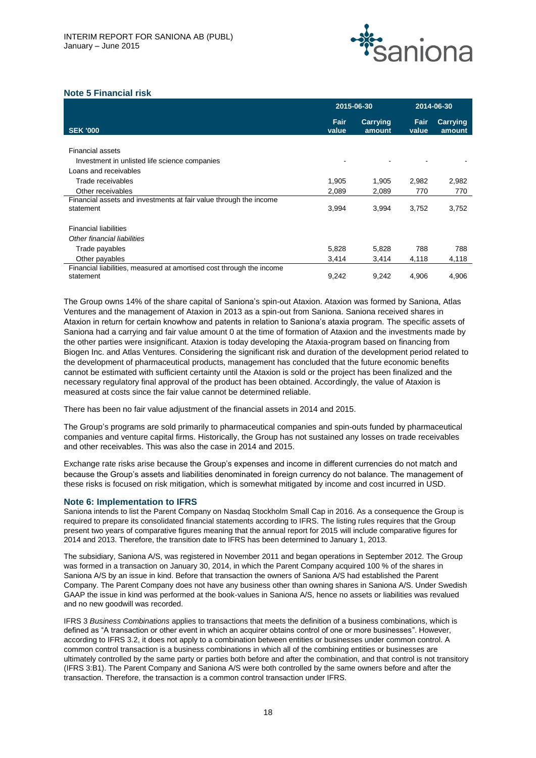## Note 5 Financial risk

| SEK '000 | 2015-06-30 Fair value | 2015-06-30 Carrying amount | 2014-06-30 Fair value | 2014-06-30 Carrying amount |
|---|---|---|---|---|
| Financial assets | | | | |
| Investment in unlisted life science companies | - | - | - | - |
| Loans and receivables | | | | |
| Trade receivables | 1,905 | 1,905 | 2,982 | 2,982 |
| Other receivables | 2,089 | 2,089 | 770 | 770 |
| Financial assets and investments at fair value through the income statement | 3,994 | 3,994 | 3,752 | 3,752 |
| Financial liabilities | | | | |
| *Other financial liabilities* | | | | |
| Trade payables | 5,828 | 5,828 | 788 | 788 |
| Other payables | 3,414 | 3,414 | 4,118 | 4,118 |
| Financial liabilities, measured at amortised cost through the income statement | 9,242 | 9,242 | 4,906 | 4,906 |

The Group owns 14% of the share capital of Saniona's spin-out Ataxion. Ataxion was formed by Saniona, Atlas Ventures and the management of Ataxion in 2013 as a spin-out from Saniona. Saniona received shares in Ataxion in return for certain knowhow and patents in relation to Saniona's ataxia program. The specific assets of Saniona had a carrying and fair value amount 0 at the time of formation of Ataxion and the investments made by the other parties were insignificant. Ataxion is today developing the Ataxia-program based on financing from Biogen Inc. and Atlas Ventures. Considering the significant risk and duration of the development period related to the development of pharmaceutical products, management has concluded that the future economic benefits cannot be estimated with sufficient certainty until the Ataxion is sold or the project has been finalized and the necessary regulatory final approval of the product has been obtained. Accordingly, the value of Ataxion is measured at costs since the fair value cannot be determined reliable.

There has been no fair value adjustment of the financial assets in 2014 and 2015.

The Group's programs are sold primarily to pharmaceutical companies and spin-outs funded by pharmaceutical companies and venture capital firms. Historically, the Group has not sustained any losses on trade receivables and other receivables. This was also the case in 2014 and 2015.

Exchange rate risks arise because the Group's expenses and income in different currencies do not match and because the Group's assets and liabilities denominated in foreign currency do not balance. The management of these risks is focused on risk mitigation, which is somewhat mitigated by income and cost incurred in USD.

## Note 6: Implementation to IFRS

Saniona intends to list the Parent Company on Nasdaq Stockholm Small Cap in 2016. As a consequence the Group is required to prepare its consolidated financial statements according to IFRS. The listing rules requires that the Group present two years of comparative figures meaning that the annual report for 2015 will include comparative figures for 2014 and 2013. Therefore, the transition date to IFRS has been determined to January 1, 2013.

The subsidiary, Saniona A/S, was registered in November 2011 and began operations in September 2012. The Group was formed in a transaction on January 30, 2014, in which the Parent Company acquired 100 % of the shares in Saniona A/S by an issue in kind. Before that transaction the owners of Saniona A/S had established the Parent Company. The Parent Company does not have any business other than owning shares in Saniona A/S. Under Swedish GAAP the issue in kind was performed at the book-values in Saniona A/S, hence no assets or liabilities was revalued and no new goodwill was recorded.

IFRS 3 *Business Combinations* applies to transactions that meets the definition of a business combinations, which is defined as "A transaction or other event in which an acquirer obtains control of one or more businesses". However, according to IFRS 3.2, it does not apply to a combination between entities or businesses under common control. A common control transaction is a business combinations in which all of the combining entities or businesses are ultimately controlled by the same party or parties both before and after the combination, and that control is not transitory (IFRS 3:B1). The Parent Company and Saniona A/S were both controlled by the same owners before and after the transaction. Therefore, the transaction is a common control transaction under IFRS.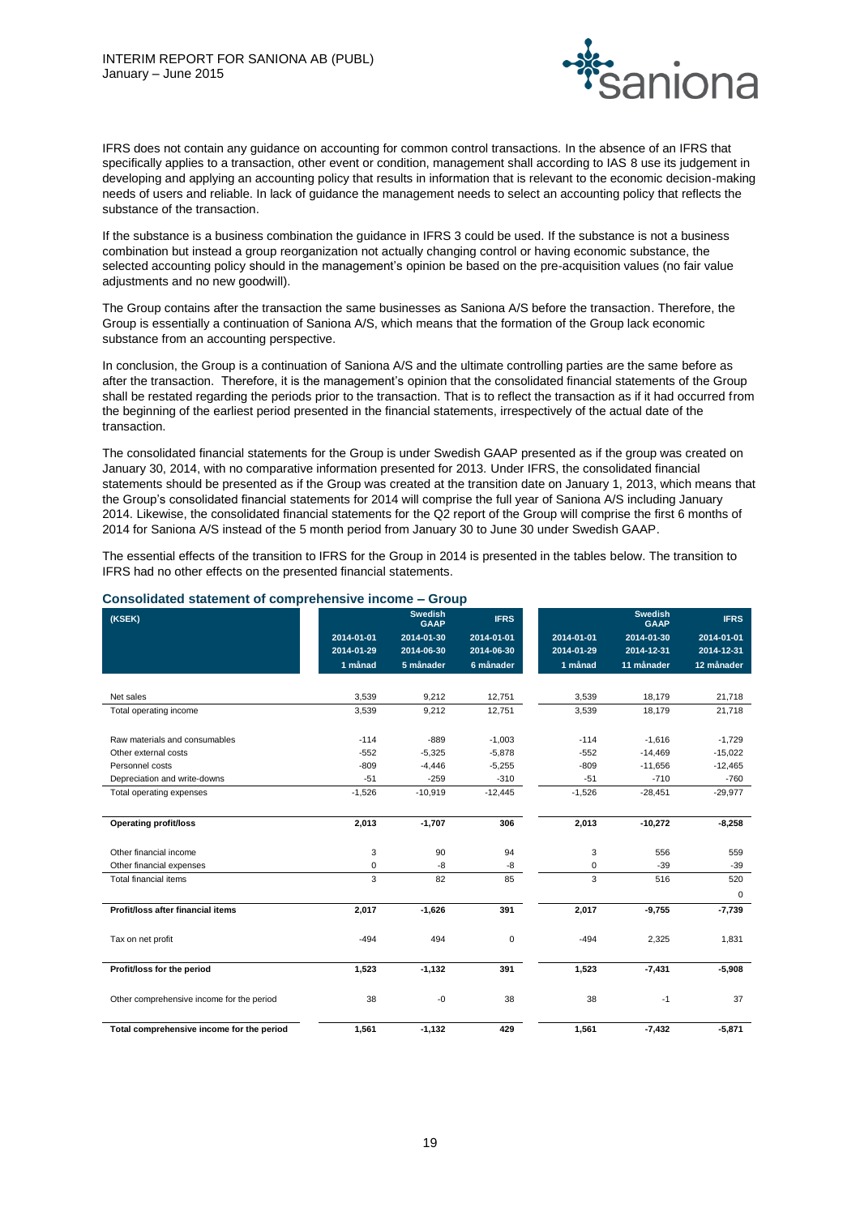IFRS does not contain any guidance on accounting for common control transactions. In the absence of an IFRS that specifically applies to a transaction, other event or condition, management shall according to IAS 8 use its judgement in developing and applying an accounting policy that results in information that is relevant to the economic decision-making needs of users and reliable. In lack of guidance the management needs to select an accounting policy that reflects the substance of the transaction.

If the substance is a business combination the guidance in IFRS 3 could be used. If the substance is not a business combination but instead a group reorganization not actually changing control or having economic substance, the selected accounting policy should in the management's opinion be based on the pre-acquisition values (no fair value adjustments and no new goodwill).

The Group contains after the transaction the same businesses as Saniona A/S before the transaction. Therefore, the Group is essentially a continuation of Saniona A/S, which means that the formation of the Group lack economic substance from an accounting perspective.

In conclusion, the Group is a continuation of Saniona A/S and the ultimate controlling parties are the same before as after the transaction. Therefore, it is the management's opinion that the consolidated financial statements of the Group shall be restated regarding the periods prior to the transaction. That is to reflect the transaction as if it had occurred from the beginning of the earliest period presented in the financial statements, irrespectively of the actual date of the transaction.

The consolidated financial statements for the Group is under Swedish GAAP presented as if the group was created on January 30, 2014, with no comparative information presented for 2013. Under IFRS, the consolidated financial statements should be presented as if the Group was created at the transition date on January 1, 2013, which means that the Group's consolidated financial statements for 2014 will comprise the full year of Saniona A/S including January 2014. Likewise, the consolidated financial statements for the Q2 report of the Group will comprise the first 6 months of 2014 for Saniona A/S instead of the 5 month period from January 30 to June 30 under Swedish GAAP.

The essential effects of the transition to IFRS for the Group in 2014 is presented in the tables below. The transition to IFRS had no other effects on the presented financial statements.

### Consolidated statement of comprehensive income – Group

| (KSEK) | | Swedish GAAP | IFRS | | Swedish GAAP | IFRS |
|---|---|---|---|---|---|---|
| | 2014-01-01 | 2014-01-30 | 2014-01-01 | 2014-01-01 | 2014-01-30 | 2014-01-01 |
| | 2014-01-29 | 2014-06-30 | 2014-06-30 | 2014-01-29 | 2014-12-31 | 2014-12-31 |
| | 1 månad | 5 månader | 6 månader | 1 månad | 11 månader | 12 månader |
| Net sales | 3,539 | 9,212 | 12,751 | 3,539 | 18,179 | 21,718 |
| Total operating income | 3,539 | 9,212 | 12,751 | 3,539 | 18,179 | 21,718 |
| Raw materials and consumables | -114 | -889 | -1,003 | -114 | -1,616 | -1,729 |
| Other external costs | -552 | -5,325 | -5,878 | -552 | -14,469 | -15,022 |
| Personnel costs | -809 | -4,446 | -5,255 | -809 | -11,656 | -12,465 |
| Depreciation and write-downs | -51 | -259 | -310 | -51 | -710 | -760 |
| Total operating expenses | -1,526 | -10,919 | -12,445 | -1,526 | -28,451 | -29,977 |
| **Operating profit/loss** | **2,013** | **-1,707** | **306** | **2,013** | **-10,272** | **-8,258** |
| Other financial income | 3 | 90 | 94 | 3 | 556 | 559 |
| Other financial expenses | 0 | -8 | -8 | 0 | -39 | -39 |
| Total financial items | 3 | 82 | 85 | 3 | 516 | 520 |
| | | | | | | 0 |
| **Profit/loss after financial items** | **2,017** | **-1,626** | **391** | **2,017** | **-9,755** | **-7,739** |
| Tax on net profit | -494 | 494 | 0 | -494 | 2,325 | 1,831 |
| **Profit/loss for the period** | **1,523** | **-1,132** | **391** | **1,523** | **-7,431** | **-5,908** |
| Other comprehensive income for the period | 38 | -0 | 38 | 38 | -1 | 37 |
| **Total comprehensive income for the period** | **1,561** | **-1,132** | **429** | **1,561** | **-7,432** | **-5,871** |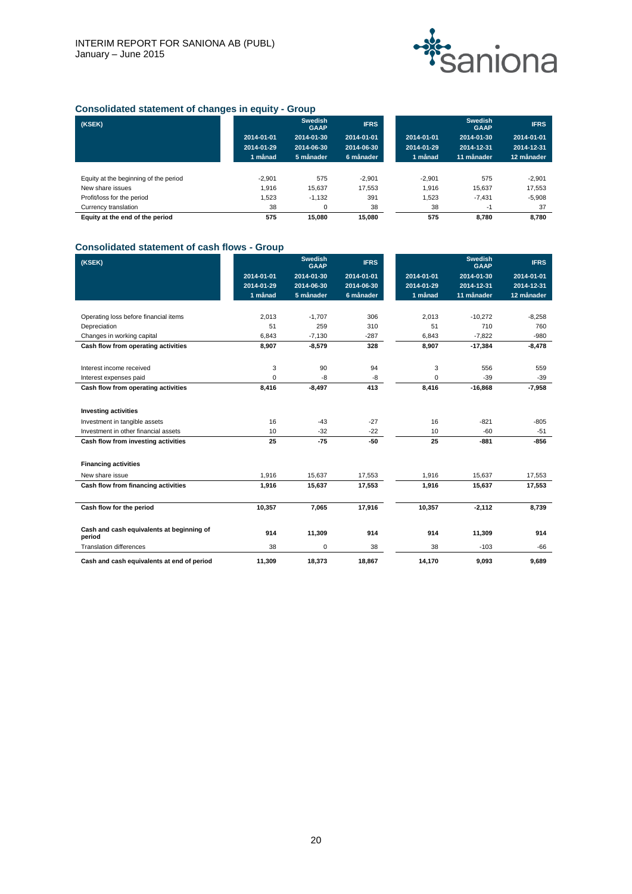## Consolidated statement of changes in equity - Group

| (KSEK) | | Swedish GAAP | IFRS | | Swedish GAAP | IFRS |
|---|---|---|---|---|---|---|
| | 2014-01-01 | 2014-01-30 | 2014-01-01 | 2014-01-01 | 2014-01-30 | 2014-01-01 |
| | 2014-01-29 | 2014-06-30 | 2014-06-30 | 2014-01-29 | 2014-12-31 | 2014-12-31 |
| | 1 månad | 5 månader | 6 månader | 1 månad | 11 månader | 12 månader |
| Equity at the beginning of the period | -2,901 | 575 | -2,901 | -2,901 | 575 | -2,901 |
| New share issues | 1,916 | 15,637 | 17,553 | 1,916 | 15,637 | 17,553 |
| Profit/loss for the period | 1,523 | -1,132 | 391 | 1,523 | -7,431 | -5,908 |
| Currency translation | 38 | 0 | 38 | 38 | -1 | 37 |
| **Equity at the end of the period** | **575** | **15,080** | **15,080** | **575** | **8,780** | **8,780** |

## Consolidated statement of cash flows - Group

| (KSEK) | | Swedish GAAP | IFRS | | Swedish GAAP | IFRS |
|---|---|---|---|---|---|---|
| | 2014-01-01 | 2014-01-30 | 2014-01-01 | 2014-01-01 | 2014-01-30 | 2014-01-01 |
| | 2014-01-29 | 2014-06-30 | 2014-06-30 | 2014-01-29 | 2014-12-31 | 2014-12-31 |
| | 1 månad | 5 månader | 6 månader | 1 månad | 11 månader | 12 månader |
| Operating loss before financial items | 2,013 | -1,707 | 306 | 2,013 | -10,272 | -8,258 |
| Depreciation | 51 | 259 | 310 | 51 | 710 | 760 |
| Changes in working capital | 6,843 | -7,130 | -287 | 6,843 | -7,822 | -980 |
| **Cash flow from operating activities** | **8,907** | **-8,579** | **328** | **8,907** | **-17,384** | **-8,478** |
| Interest income received | 3 | 90 | 94 | 3 | 556 | 559 |
| Interest expenses paid | 0 | -8 | -8 | 0 | -39 | -39 |
| **Cash flow from operating activities** | **8,416** | **-8,497** | **413** | **8,416** | **-16,868** | **-7,958** |
| **Investing activities** | | | | | | |
| Investment in tangible assets | 16 | -43 | -27 | 16 | -821 | -805 |
| Investment in other financial assets | 10 | -32 | -22 | 10 | -60 | -51 |
| **Cash flow from investing activities** | **25** | **-75** | **-50** | **25** | **-881** | **-856** |
| **Financing activities** | | | | | | |
| New share issue | 1,916 | 15,637 | 17,553 | 1,916 | 15,637 | 17,553 |
| **Cash flow from financing activities** | **1,916** | **15,637** | **17,553** | **1,916** | **15,637** | **17,553** |
| **Cash flow for the period** | **10,357** | **7,065** | **17,916** | **10,357** | **-2,112** | **8,739** |
| **Cash and cash equivalents at beginning of period** | **914** | **11,309** | **914** | **914** | **11,309** | **914** |
| Translation differences | 38 | 0 | 38 | 38 | -103 | -66 |
| **Cash and cash equivalents at end of period** | **11,309** | **18,373** | **18,867** | **14,170** | **9,093** | **9,689** |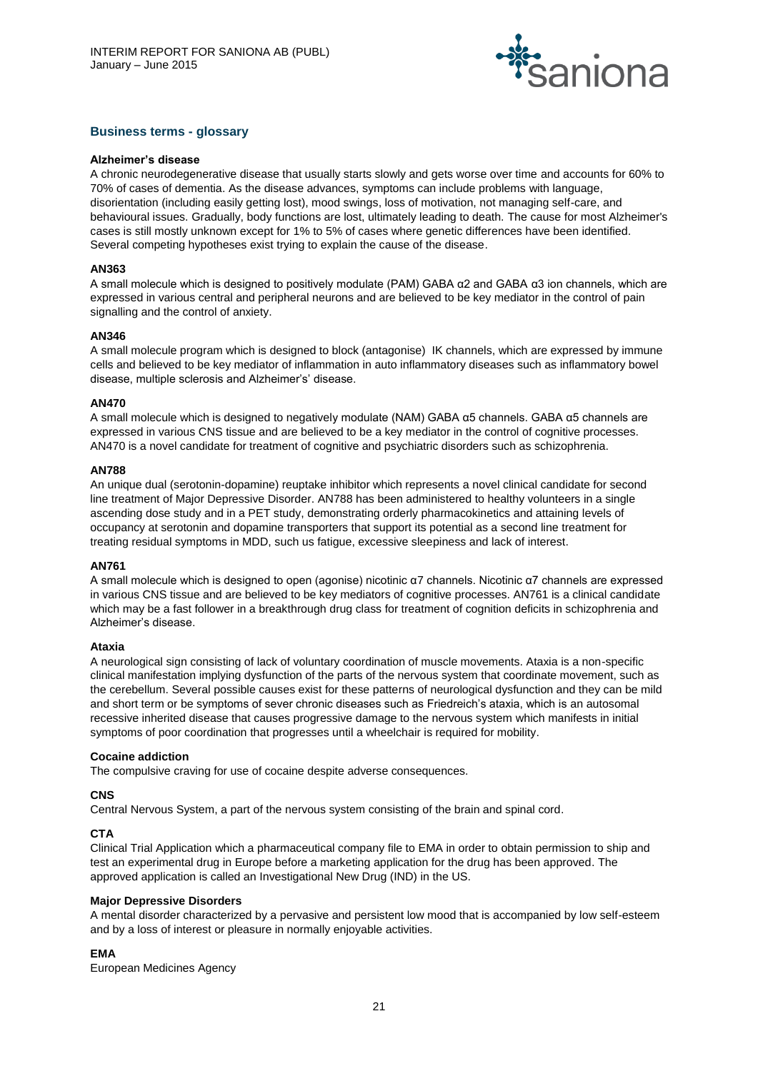## Business terms - glossary

**Alzheimer's disease**

A chronic neurodegenerative disease that usually starts slowly and gets worse over time and accounts for 60% to 70% of cases of dementia. As the disease advances, symptoms can include problems with language, disorientation (including easily getting lost), mood swings, loss of motivation, not managing self-care, and behavioural issues. Gradually, body functions are lost, ultimately leading to death. The cause for most Alzheimer's cases is still mostly unknown except for 1% to 5% of cases where genetic differences have been identified. Several competing hypotheses exist trying to explain the cause of the disease.

**AN363**

A small molecule which is designed to positively modulate (PAM) GABA α2 and GABA α3 ion channels, which are expressed in various central and peripheral neurons and are believed to be key mediator in the control of pain signalling and the control of anxiety.

**AN346**

A small molecule program which is designed to block (antagonise) IK channels, which are expressed by immune cells and believed to be key mediator of inflammation in auto inflammatory diseases such as inflammatory bowel disease, multiple sclerosis and Alzheimer's' disease.

**AN470**

A small molecule which is designed to negatively modulate (NAM) GABA α5 channels. GABA α5 channels are expressed in various CNS tissue and are believed to be a key mediator in the control of cognitive processes. AN470 is a novel candidate for treatment of cognitive and psychiatric disorders such as schizophrenia.

**AN788**

An unique dual (serotonin-dopamine) reuptake inhibitor which represents a novel clinical candidate for second line treatment of Major Depressive Disorder. AN788 has been administered to healthy volunteers in a single ascending dose study and in a PET study, demonstrating orderly pharmacokinetics and attaining levels of occupancy at serotonin and dopamine transporters that support its potential as a second line treatment for treating residual symptoms in MDD, such us fatigue, excessive sleepiness and lack of interest.

**AN761**

A small molecule which is designed to open (agonise) nicotinic α7 channels. Nicotinic α7 channels are expressed in various CNS tissue and are believed to be key mediators of cognitive processes. AN761 is a clinical candidate which may be a fast follower in a breakthrough drug class for treatment of cognition deficits in schizophrenia and Alzheimer's disease.

**Ataxia**

A neurological sign consisting of lack of voluntary coordination of muscle movements. Ataxia is a non-specific clinical manifestation implying dysfunction of the parts of the nervous system that coordinate movement, such as the cerebellum. Several possible causes exist for these patterns of neurological dysfunction and they can be mild and short term or be symptoms of sever chronic diseases such as Friedreich's ataxia, which is an autosomal recessive inherited disease that causes progressive damage to the nervous system which manifests in initial symptoms of poor coordination that progresses until a wheelchair is required for mobility.

**Cocaine addiction**

The compulsive craving for use of cocaine despite adverse consequences.

**CNS**

Central Nervous System, a part of the nervous system consisting of the brain and spinal cord.

**CTA**

Clinical Trial Application which a pharmaceutical company file to EMA in order to obtain permission to ship and test an experimental drug in Europe before a marketing application for the drug has been approved. The approved application is called an Investigational New Drug (IND) in the US.

**Major Depressive Disorders**

A mental disorder characterized by a pervasive and persistent low mood that is accompanied by low self-esteem and by a loss of interest or pleasure in normally enjoyable activities.

**EMA**

European Medicines Agency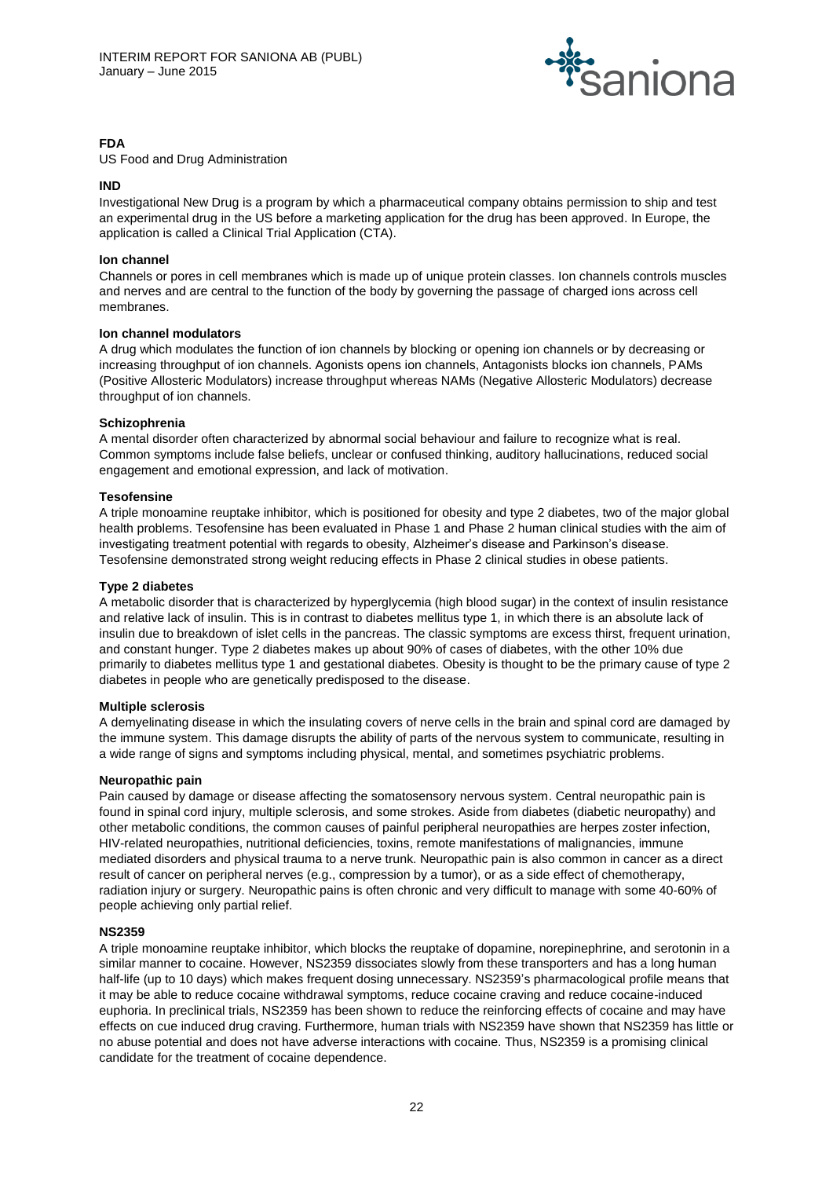**FDA**
US Food and Drug Administration

**IND**
Investigational New Drug is a program by which a pharmaceutical company obtains permission to ship and test an experimental drug in the US before a marketing application for the drug has been approved. In Europe, the application is called a Clinical Trial Application (CTA).

**Ion channel**
Channels or pores in cell membranes which is made up of unique protein classes. Ion channels controls muscles and nerves and are central to the function of the body by governing the passage of charged ions across cell membranes.

**Ion channel modulators**
A drug which modulates the function of ion channels by blocking or opening ion channels or by decreasing or increasing throughput of ion channels. Agonists opens ion channels, Antagonists blocks ion channels, PAMs (Positive Allosteric Modulators) increase throughput whereas NAMs (Negative Allosteric Modulators) decrease throughput of ion channels.

**Schizophrenia**
A mental disorder often characterized by abnormal social behaviour and failure to recognize what is real. Common symptoms include false beliefs, unclear or confused thinking, auditory hallucinations, reduced social engagement and emotional expression, and lack of motivation.

**Tesofensine**
A triple monoamine reuptake inhibitor, which is positioned for obesity and type 2 diabetes, two of the major global health problems. Tesofensine has been evaluated in Phase 1 and Phase 2 human clinical studies with the aim of investigating treatment potential with regards to obesity, Alzheimer's disease and Parkinson's disease. Tesofensine demonstrated strong weight reducing effects in Phase 2 clinical studies in obese patients.

**Type 2 diabetes**
A metabolic disorder that is characterized by hyperglycemia (high blood sugar) in the context of insulin resistance and relative lack of insulin. This is in contrast to diabetes mellitus type 1, in which there is an absolute lack of insulin due to breakdown of islet cells in the pancreas. The classic symptoms are excess thirst, frequent urination, and constant hunger. Type 2 diabetes makes up about 90% of cases of diabetes, with the other 10% due primarily to diabetes mellitus type 1 and gestational diabetes. Obesity is thought to be the primary cause of type 2 diabetes in people who are genetically predisposed to the disease.

**Multiple sclerosis**
A demyelinating disease in which the insulating covers of nerve cells in the brain and spinal cord are damaged by the immune system. This damage disrupts the ability of parts of the nervous system to communicate, resulting in a wide range of signs and symptoms including physical, mental, and sometimes psychiatric problems.

**Neuropathic pain**
Pain caused by damage or disease affecting the somatosensory nervous system. Central neuropathic pain is found in spinal cord injury, multiple sclerosis, and some strokes. Aside from diabetes (diabetic neuropathy) and other metabolic conditions, the common causes of painful peripheral neuropathies are herpes zoster infection, HIV-related neuropathies, nutritional deficiencies, toxins, remote manifestations of malignancies, immune mediated disorders and physical trauma to a nerve trunk. Neuropathic pain is also common in cancer as a direct result of cancer on peripheral nerves (e.g., compression by a tumor), or as a side effect of chemotherapy, radiation injury or surgery. Neuropathic pains is often chronic and very difficult to manage with some 40-60% of people achieving only partial relief.

**NS2359**
A triple monoamine reuptake inhibitor, which blocks the reuptake of dopamine, norepinephrine, and serotonin in a similar manner to cocaine. However, NS2359 dissociates slowly from these transporters and has a long human half-life (up to 10 days) which makes frequent dosing unnecessary. NS2359's pharmacological profile means that it may be able to reduce cocaine withdrawal symptoms, reduce cocaine craving and reduce cocaine-induced euphoria. In preclinical trials, NS2359 has been shown to reduce the reinforcing effects of cocaine and may have effects on cue induced drug craving. Furthermore, human trials with NS2359 have shown that NS2359 has little or no abuse potential and does not have adverse interactions with cocaine. Thus, NS2359 is a promising clinical candidate for the treatment of cocaine dependence.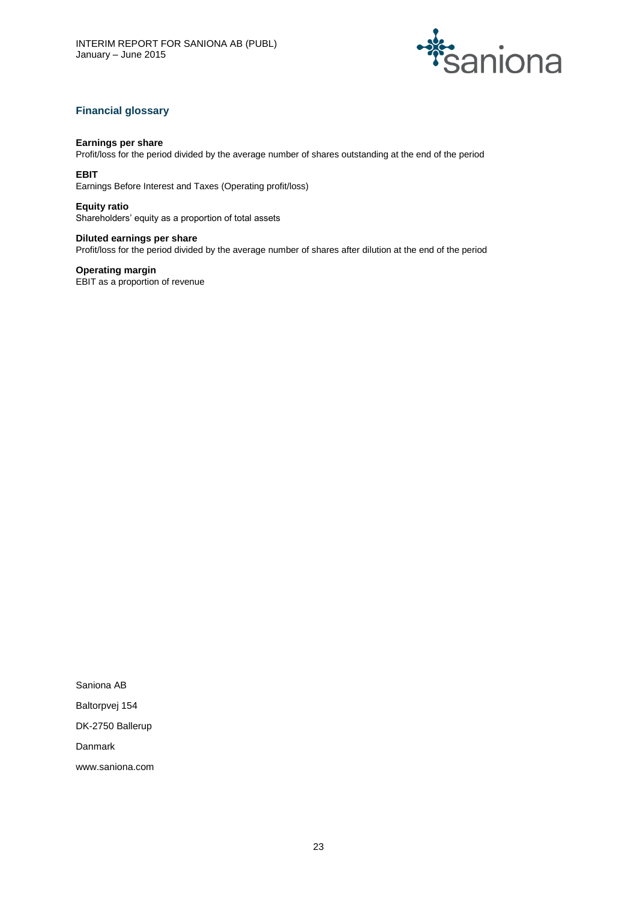## Financial glossary

**Earnings per share**
Profit/loss for the period divided by the average number of shares outstanding at the end of the period

**EBIT**
Earnings Before Interest and Taxes (Operating profit/loss)

**Equity ratio**
Shareholders' equity as a proportion of total assets

**Diluted earnings per share**
Profit/loss for the period divided by the average number of shares after dilution at the end of the period

**Operating margin**
EBIT as a proportion of revenue

Saniona AB

Baltorpvej 154

DK-2750 Ballerup

Danmark

www.saniona.com